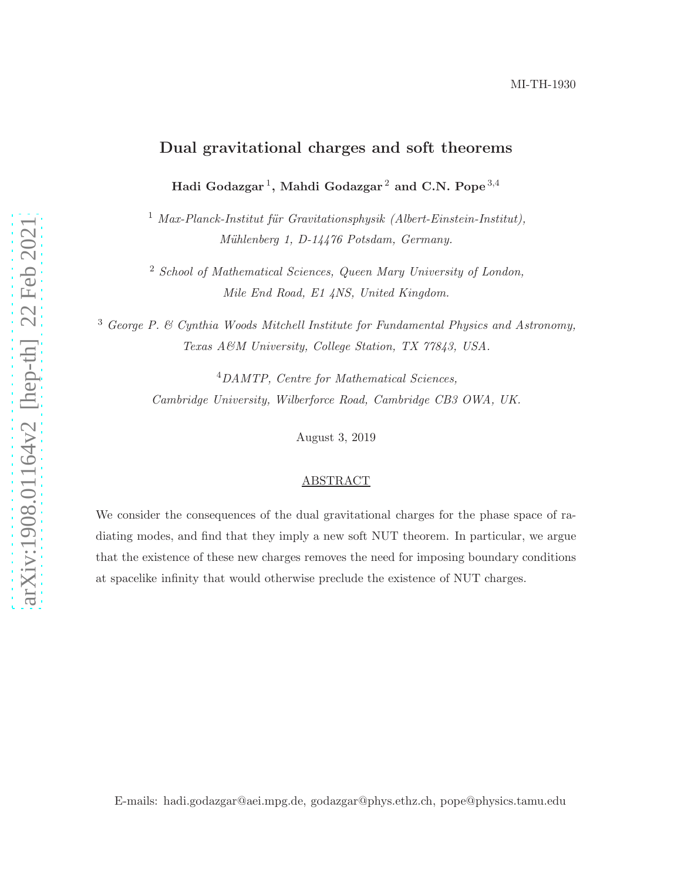MI-TH-1930

# Dual gravitational charges and soft theorems

**Hadi Godazgar** [1], **Mahdi Godazgar** [2] **and C.N. Pope** [3,4]

[1] *Max-Planck-Institut für Gravitationsphysik (Albert-Einstein-Institut), Mühlenberg 1, D-14476 Potsdam, Germany.*

[2] *School of Mathematical Sciences, Queen Mary University of London, Mile End Road, E1 4NS, United Kingdom.*

[3] *George P. & Cynthia Woods Mitchell Institute for Fundamental Physics and Astronomy, Texas A&M University, College Station, TX 77843, USA.*

[4] *DAMTP, Centre for Mathematical Sciences, Cambridge University, Wilberforce Road, Cambridge CB3 OWA, UK.*

August 3, 2019

## ABSTRACT

We consider the consequences of the dual gravitational charges for the phase space of radiating modes, and find that they imply a new soft NUT theorem. In particular, we argue that the existence of these new charges removes the need for imposing boundary conditions at spacelike infinity that would otherwise preclude the existence of NUT charges.

E-mails: hadi.godazgar@aei.mpg.de, godazgar@phys.ethz.ch, pope@physics.tamu.edu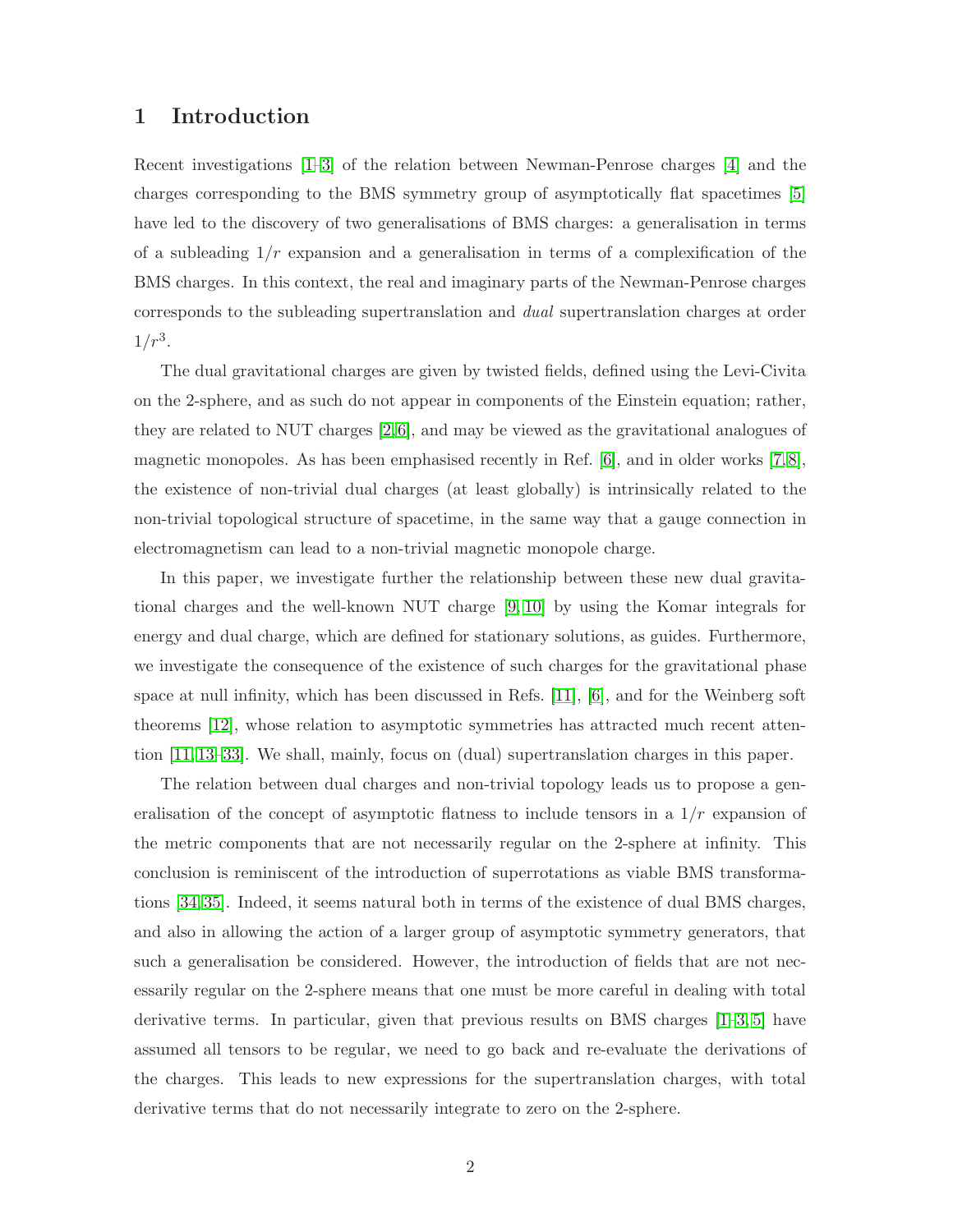# 1 Introduction

Recent investigations [1–3] of the relation between Newman-Penrose charges [4] and the charges corresponding to the BMS symmetry group of asymptotically flat spacetimes [5] have led to the discovery of two generalisations of BMS charges: a generalisation in terms of a subleading $1/r$ expansion and a generalisation in terms of a complexification of the BMS charges. In this context, the real and imaginary parts of the Newman-Penrose charges corresponds to the subleading supertranslation and *dual* supertranslation charges at order $1/r^3$.

The dual gravitational charges are given by twisted fields, defined using the Levi-Civita on the 2-sphere, and as such do not appear in components of the Einstein equation; rather, they are related to NUT charges [2,6], and may be viewed as the gravitational analogues of magnetic monopoles. As has been emphasised recently in Ref. [6], and in older works [7,8], the existence of non-trivial dual charges (at least globally) is intrinsically related to the non-trivial topological structure of spacetime, in the same way that a gauge connection in electromagnetism can lead to a non-trivial magnetic monopole charge.

In this paper, we investigate further the relationship between these new dual gravitational charges and the well-known NUT charge [9,10] by using the Komar integrals for energy and dual charge, which are defined for stationary solutions, as guides. Furthermore, we investigate the consequence of the existence of such charges for the gravitational phase space at null infinity, which has been discussed in Refs. [11], [6], and for the Weinberg soft theorems [12], whose relation to asymptotic symmetries has attracted much recent attention [11,13–33]. We shall, mainly, focus on (dual) supertranslation charges in this paper.

The relation between dual charges and non-trivial topology leads us to propose a generalisation of the concept of asymptotic flatness to include tensors in a $1/r$ expansion of the metric components that are not necessarily regular on the 2-sphere at infinity. This conclusion is reminiscent of the introduction of superrotations as viable BMS transformations [34,35]. Indeed, it seems natural both in terms of the existence of dual BMS charges, and also in allowing the action of a larger group of asymptotic symmetry generators, that such a generalisation be considered. However, the introduction of fields that are not necessarily regular on the 2-sphere means that one must be more careful in dealing with total derivative terms. In particular, given that previous results on BMS charges [1–3,5] have assumed all tensors to be regular, we need to go back and re-evaluate the derivations of the charges. This leads to new expressions for the supertranslation charges, with total derivative terms that do not necessarily integrate to zero on the 2-sphere.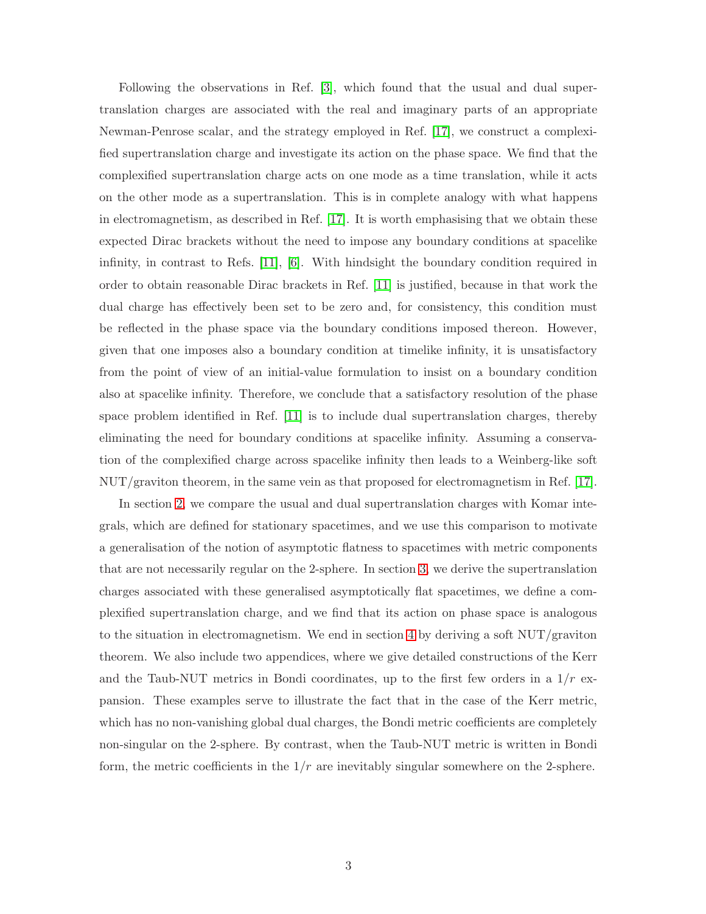Following the observations in Ref. [3], which found that the usual and dual supertranslation charges are associated with the real and imaginary parts of an appropriate Newman-Penrose scalar, and the strategy employed in Ref. [17], we construct a complexified supertranslation charge and investigate its action on the phase space. We find that the complexified supertranslation charge acts on one mode as a time translation, while it acts on the other mode as a supertranslation. This is in complete analogy with what happens in electromagnetism, as described in Ref. [17]. It is worth emphasising that we obtain these expected Dirac brackets without the need to impose any boundary conditions at spacelike infinity, in contrast to Refs. [11], [6]. With hindsight the boundary condition required in order to obtain reasonable Dirac brackets in Ref. [11] is justified, because in that work the dual charge has effectively been set to be zero and, for consistency, this condition must be reflected in the phase space via the boundary conditions imposed thereon. However, given that one imposes also a boundary condition at timelike infinity, it is unsatisfactory from the point of view of an initial-value formulation to insist on a boundary condition also at spacelike infinity. Therefore, we conclude that a satisfactory resolution of the phase space problem identified in Ref. [11] is to include dual supertranslation charges, thereby eliminating the need for boundary conditions at spacelike infinity. Assuming a conservation of the complexified charge across spacelike infinity then leads to a Weinberg-like soft NUT/graviton theorem, in the same vein as that proposed for electromagnetism in Ref. [17].

In section 2, we compare the usual and dual supertranslation charges with Komar integrals, which are defined for stationary spacetimes, and we use this comparison to motivate a generalisation of the notion of asymptotic flatness to spacetimes with metric components that are not necessarily regular on the 2-sphere. In section 3, we derive the supertranslation charges associated with these generalised asymptotically flat spacetimes, we define a complexified supertranslation charge, and we find that its action on phase space is analogous to the situation in electromagnetism. We end in section 4 by deriving a soft NUT/graviton theorem. We also include two appendices, where we give detailed constructions of the Kerr and the Taub-NUT metrics in Bondi coordinates, up to the first few orders in a $1/r$ expansion. These examples serve to illustrate the fact that in the case of the Kerr metric, which has no non-vanishing global dual charges, the Bondi metric coefficients are completely non-singular on the 2-sphere. By contrast, when the Taub-NUT metric is written in Bondi form, the metric coefficients in the $1/r$ are inevitably singular somewhere on the 2-sphere.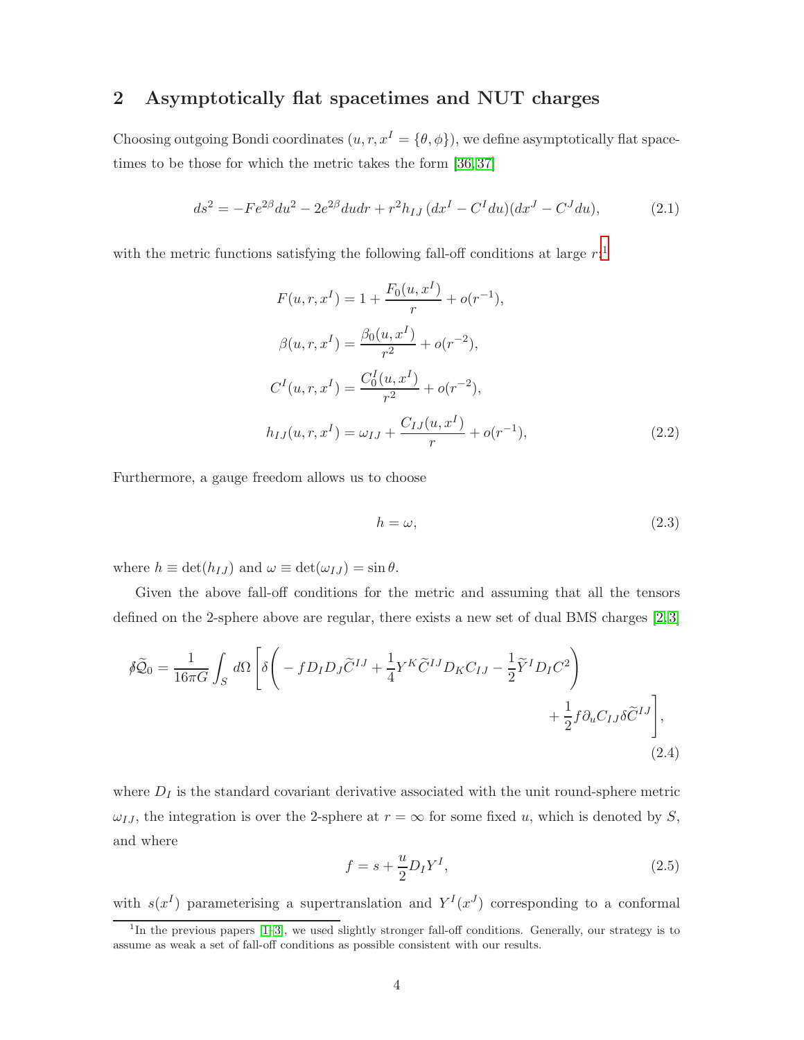## 2 Asymptotically flat spacetimes and NUT charges

Choosing outgoing Bondi coordinates $(u, r, x^I = \{\theta, \phi\})$, we define asymptotically flat spacetimes to be those for which the metric takes the form [36, 37]

$$ds^2 = -Fe^{2\beta}du^2 - 2e^{2\beta}dudr + r^2 h_{IJ}\,(dx^I - C^I du)(dx^J - C^J du), \tag{2.1}$$

with the metric functions satisfying the following fall-off conditions at large $r$:[1]

$$\begin{aligned}
F(u, r, x^I) &= 1 + \frac{F_0(u, x^I)}{r} + o(r^{-1}),\\
\beta(u, r, x^I) &= \frac{\beta_0(u, x^I)}{r^2} + o(r^{-2}),\\
C^I(u, r, x^I) &= \frac{C_0^I(u, x^I)}{r^2} + o(r^{-2}),\\
h_{IJ}(u, r, x^I) &= \omega_{IJ} + \frac{C_{IJ}(u, x^I)}{r} + o(r^{-1}),
\end{aligned} \tag{2.2}$$

Furthermore, a gauge freedom allows us to choose

$$h = \omega, \tag{2.3}$$

where $h \equiv \det(h_{IJ})$ and $\omega \equiv \det(\omega_{IJ}) = \sin\theta$.

Given the above fall-off conditions for the metric and assuming that all the tensors defined on the 2-sphere above are regular, there exists a new set of dual BMS charges [2, 3]

$$\begin{aligned}
\not{\delta}\widetilde{\mathcal{Q}}_0 = \frac{1}{16\pi G}\int_S d\Omega\, \Bigg[\delta\Bigg( - f D_I D_J \widetilde{C}^{IJ} + \frac{1}{4} Y^K \widetilde{C}^{IJ} D_K C_{IJ} - \frac{1}{2}\widetilde{Y}^I D_I C^2\Bigg)&\\
+ \frac{1}{2} f \partial_u C_{IJ}\delta \widetilde{C}^{IJ}\Bigg]&,
\end{aligned} \tag{2.4}$$

where $D_I$ is the standard covariant derivative associated with the unit round-sphere metric $\omega_{IJ}$, the integration is over the 2-sphere at $r = \infty$ for some fixed $u$, which is denoted by $S$, and where

$$f = s + \frac{u}{2} D_I Y^I, \tag{2.5}$$

with $s(x^I)$ parameterising a supertranslation and $Y^I(x^J)$ corresponding to a conformal

[1] In the previous papers [1–3], we used slightly stronger fall-off conditions. Generally, our strategy is to assume as weak a set of fall-off conditions as possible consistent with our results.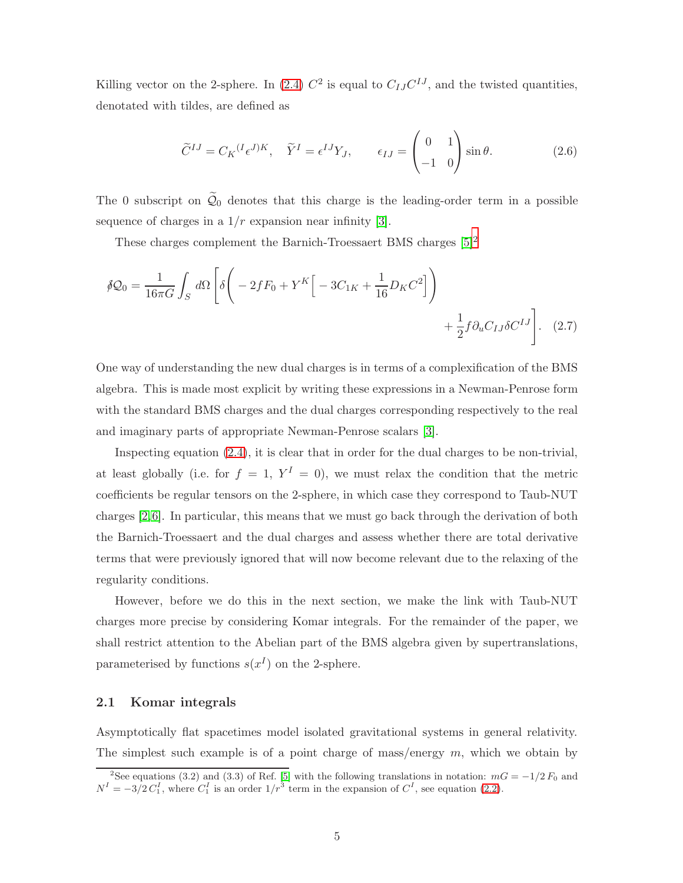Killing vector on the 2-sphere. In (2.4) $C^2$ is equal to $C_{IJ}C^{IJ}$, and the twisted quantities, denotated with tildes, are defined as

$$
\widetilde{C}^{IJ} = C_K{}^{(I}\epsilon^{J)K}, \quad \widetilde{Y}^I = \epsilon^{IJ}Y_J, \qquad \epsilon_{IJ} = \begin{pmatrix} 0 & 1 \\ -1 & 0 \end{pmatrix} \sin\theta. \tag{2.6}
$$

The 0 subscript on $\widetilde{\mathcal{Q}}_0$ denotes that this charge is the leading-order term in a possible sequence of charges in a $1/r$ expansion near infinity [3].

These charges complement the Barnich-Troessaert BMS charges [5][2]

$$
\not{\delta}\mathcal{Q}_0 = \frac{1}{16\pi G}\int_S d\Omega \Bigg[\delta\bigg( -2fF_0 + Y^K\Big[-3C_{1K} + \frac{1}{16}D_K C^2\Big]\bigg) + \frac{1}{2}f\partial_u C_{IJ}\delta C^{IJ}\Bigg]. \tag{2.7}
$$

One way of understanding the new dual charges is in terms of a complexification of the BMS algebra. This is made most explicit by writing these expressions in a Newman-Penrose form with the standard BMS charges and the dual charges corresponding respectively to the real and imaginary parts of appropriate Newman-Penrose scalars [3].

Inspecting equation (2.4), it is clear that in order for the dual charges to be non-trivial, at least globally (i.e. for $f = 1$, $Y^I = 0$), we must relax the condition that the metric coefficients be regular tensors on the 2-sphere, in which case they correspond to Taub-NUT charges [2,6]. In particular, this means that we must go back through the derivation of both the Barnich-Troessaert and the dual charges and assess whether there are total derivative terms that were previously ignored that will now become relevant due to the relaxing of the regularity conditions.

However, before we do this in the next section, we make the link with Taub-NUT charges more precise by considering Komar integrals. For the remainder of the paper, we shall restrict attention to the Abelian part of the BMS algebra given by supertranslations, parameterised by functions $s(x^I)$ on the 2-sphere.

### 2.1 Komar integrals

Asymptotically flat spacetimes model isolated gravitational systems in general relativity. The simplest such example is of a point charge of mass/energy $m$, which we obtain by

[2] See equations (3.2) and (3.3) of Ref. [5] with the following translations in notation: $mG = -1/2\, F_0$ and $N^I = -3/2\, C_1^I$, where $C_1^I$ is an order $1/r^3$ term in the expansion of $C^I$, see equation (2.2).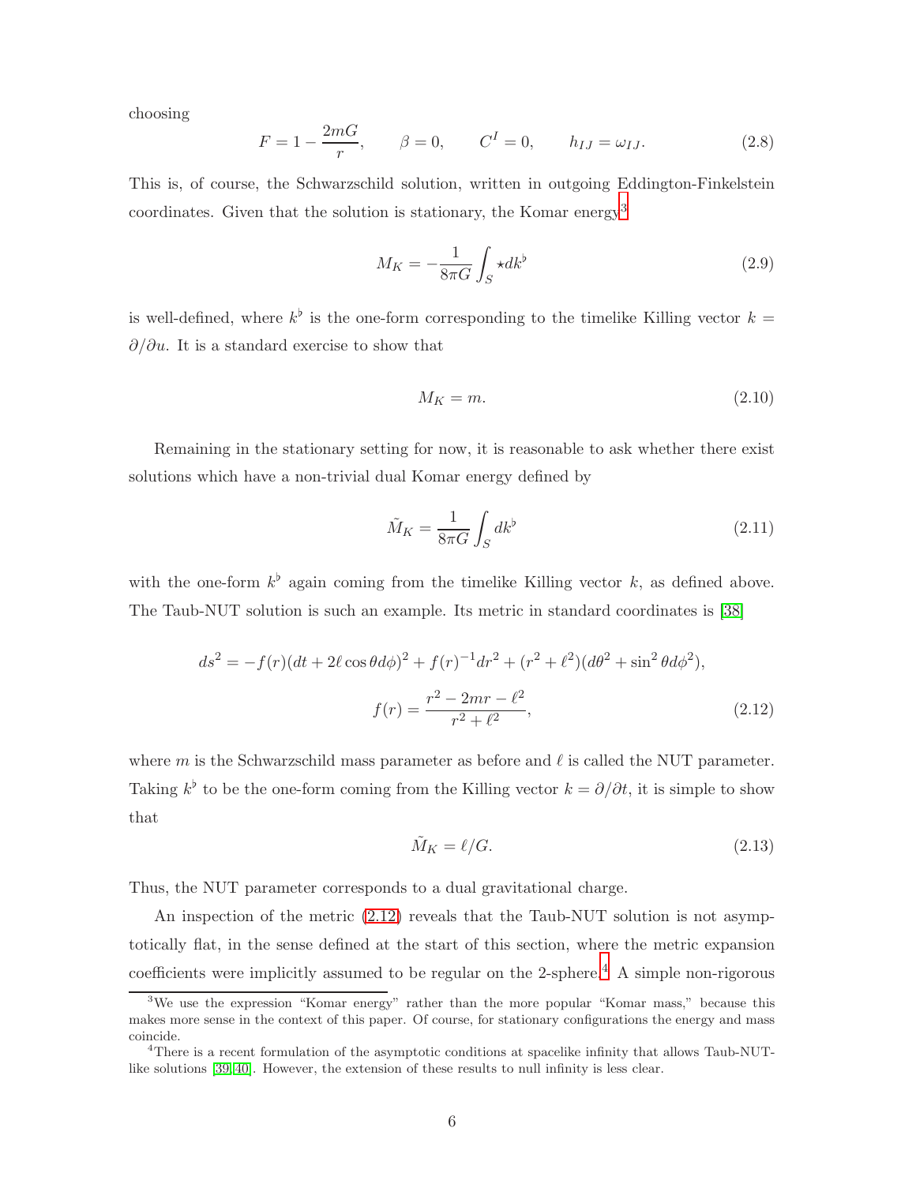choosing

$$
F = 1 - \frac{2mG}{r}, \qquad \beta = 0, \qquad C^I = 0, \qquad h_{IJ} = \omega_{IJ}. \tag{2.8}
$$

This is, of course, the Schwarzschild solution, written in outgoing Eddington-Finkelstein coordinates. Given that the solution is stationary, the Komar energy[3]

$$
M_K = -\frac{1}{8\pi G} \int_S \star dk^\flat \tag{2.9}
$$

is well-defined, where $k^\flat$ is the one-form corresponding to the timelike Killing vector $k = \partial/\partial u$. It is a standard exercise to show that

$$
M_K = m. \tag{2.10}
$$

Remaining in the stationary setting for now, it is reasonable to ask whether there exist solutions which have a non-trivial dual Komar energy defined by

$$
\tilde{M}_K = \frac{1}{8\pi G} \int_S dk^\flat \tag{2.11}
$$

with the one-form $k^\flat$ again coming from the timelike Killing vector $k$, as defined above. The Taub-NUT solution is such an example. Its metric in standard coordinates is [38]

$$
\begin{gathered}
ds^2 = -f(r)(dt + 2\ell \cos\theta d\phi)^2 + f(r)^{-1} dr^2 + (r^2 + \ell^2)(d\theta^2 + \sin^2\theta d\phi^2), \\
f(r) = \frac{r^2 - 2mr - \ell^2}{r^2 + \ell^2},
\end{gathered} \tag{2.12}
$$

where $m$ is the Schwarzschild mass parameter as before and $\ell$ is called the NUT parameter. Taking $k^\flat$ to be the one-form coming from the Killing vector $k = \partial/\partial t$, it is simple to show that

$$
\tilde{M}_K = \ell/G. \tag{2.13}
$$

Thus, the NUT parameter corresponds to a dual gravitational charge.

An inspection of the metric (2.12) reveals that the Taub-NUT solution is not asymptotically flat, in the sense defined at the start of this section, where the metric expansion coefficients were implicitly assumed to be regular on the 2-sphere.[4] A simple non-rigorous

[3] We use the expression "Komar energy" rather than the more popular "Komar mass," because this makes more sense in the context of this paper. Of course, for stationary configurations the energy and mass coincide.

[4] There is a recent formulation of the asymptotic conditions at spacelike infinity that allows Taub-NUT-like solutions [39, 40]. However, the extension of these results to null infinity is less clear.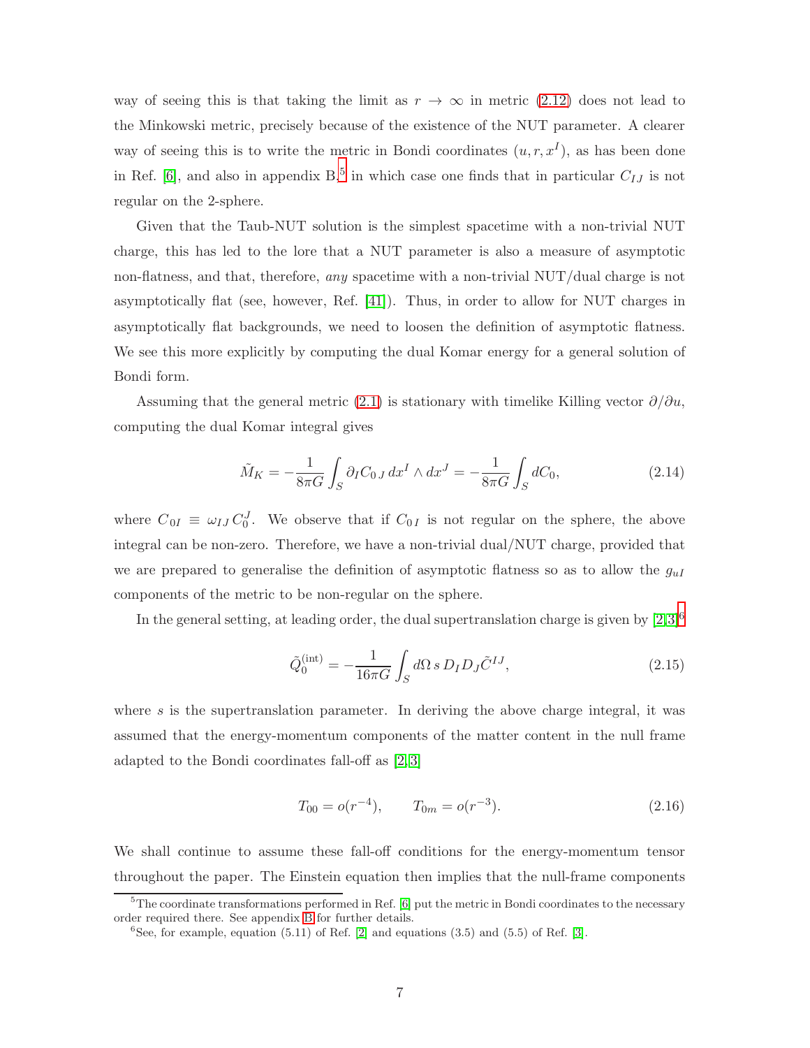way of seeing this is that taking the limit as $r \to \infty$ in metric (2.12) does not lead to the Minkowski metric, precisely because of the existence of the NUT parameter. A clearer way of seeing this is to write the metric in Bondi coordinates $(u, r, x^I)$, as has been done in Ref. [6], and also in appendix B,[5] in which case one finds that in particular $C_{IJ}$ is not regular on the 2-sphere.

Given that the Taub-NUT solution is the simplest spacetime with a non-trivial NUT charge, this has led to the lore that a NUT parameter is also a measure of asymptotic non-flatness, and that, therefore, *any* spacetime with a non-trivial NUT/dual charge is not asymptotically flat (see, however, Ref. [41]). Thus, in order to allow for NUT charges in asymptotically flat backgrounds, we need to loosen the definition of asymptotic flatness. We see this more explicitly by computing the dual Komar energy for a general solution of Bondi form.

Assuming that the general metric (2.1) is stationary with timelike Killing vector $\partial/\partial u$, computing the dual Komar integral gives

$$\tilde{M}_K = -\frac{1}{8\pi G}\int_S \partial_I C_{0\,J}\, dx^I \wedge dx^J = -\frac{1}{8\pi G}\int_S dC_0, \tag{2.14}$$

where $C_{0I} \equiv \omega_{IJ}\, C_0^J$. We observe that if $C_{0\,I}$ is not regular on the sphere, the above integral can be non-zero. Therefore, we have a non-trivial dual/NUT charge, provided that we are prepared to generalise the definition of asymptotic flatness so as to allow the $g_{uI}$ components of the metric to be non-regular on the sphere.

In the general setting, at leading order, the dual supertranslation charge is given by [2,3][6]

$$\tilde{Q}_0^{(\text{int})} = -\frac{1}{16\pi G}\int_S d\Omega\, s\, D_I D_J \tilde{C}^{IJ}, \tag{2.15}$$

where $s$ is the supertranslation parameter. In deriving the above charge integral, it was assumed that the energy-momentum components of the matter content in the null frame adapted to the Bondi coordinates fall-off as [2,3]

$$T_{00} = o(r^{-4}), \qquad T_{0m} = o(r^{-3}). \tag{2.16}$$

We shall continue to assume these fall-off conditions for the energy-momentum tensor throughout the paper. The Einstein equation then implies that the null-frame components

---

[5] The coordinate transformations performed in Ref. [6] put the metric in Bondi coordinates to the necessary order required there. See appendix B for further details.

[6] See, for example, equation (5.11) of Ref. [2] and equations (3.5) and (5.5) of Ref. [3].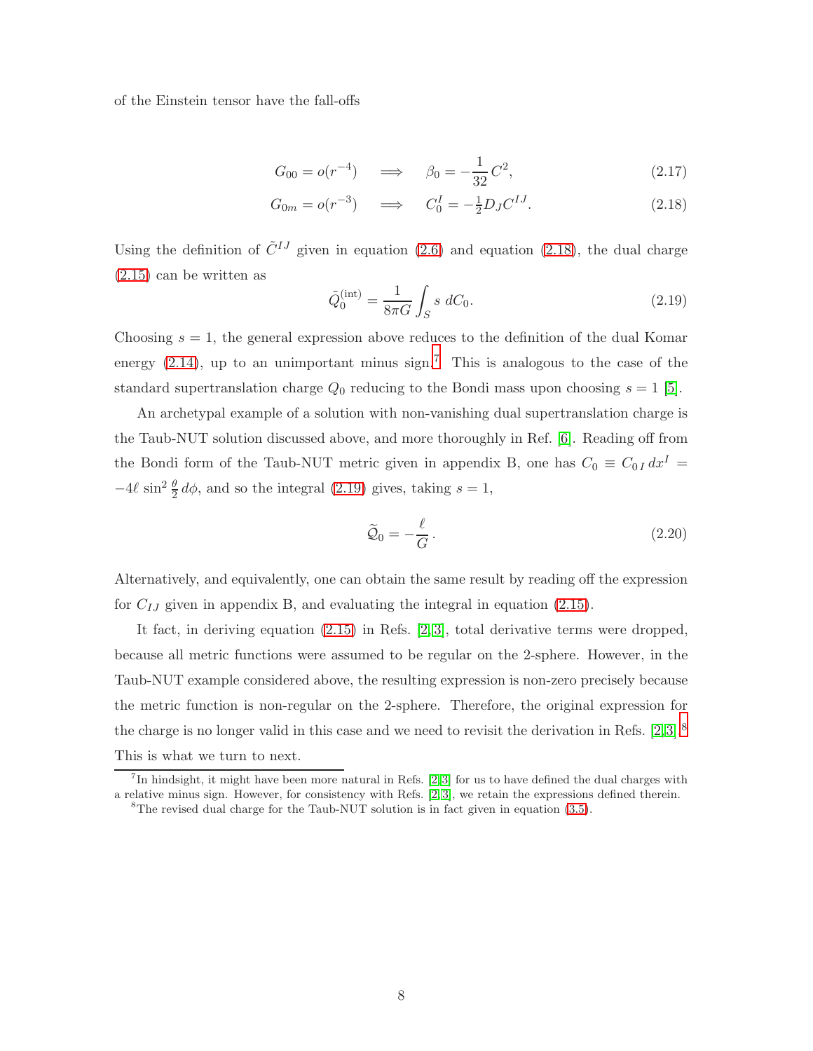of the Einstein tensor have the fall-offs

$$G_{00} = o(r^{-4}) \quad \Longrightarrow \quad \beta_0 = -\frac{1}{32}C^2, \tag{2.17}$$

$$G_{0m} = o(r^{-3}) \quad \Longrightarrow \quad C_0^I = -\tfrac{1}{2}D_J C^{IJ}. \tag{2.18}$$

Using the definition of $\tilde{C}^{IJ}$ given in equation (2.6) and equation (2.18), the dual charge (2.15) can be written as

$$\tilde{Q}_0^{(\text{int})} = \frac{1}{8\pi G}\int_S s \; dC_0. \tag{2.19}$$

Choosing $s = 1$, the general expression above reduces to the definition of the dual Komar energy (2.14), up to an unimportant minus sign.[7] This is analogous to the case of the standard supertranslation charge $Q_0$ reducing to the Bondi mass upon choosing $s = 1$ [5].

An archetypal example of a solution with non-vanishing dual supertranslation charge is the Taub-NUT solution discussed above, and more thoroughly in Ref. [6]. Reading off from the Bondi form of the Taub-NUT metric given in appendix B, one has $C_0 \equiv C_{0\,I}\,dx^I = -4\ell \sin^2\frac{\theta}{2}\,d\phi$, and so the integral (2.19) gives, taking $s = 1$,

$$\widetilde{\mathcal{Q}}_0 = -\frac{\ell}{G}\,. \tag{2.20}$$

Alternatively, and equivalently, one can obtain the same result by reading off the expression for $C_{IJ}$ given in appendix B, and evaluating the integral in equation (2.15).

It fact, in deriving equation (2.15) in Refs. [2,3], total derivative terms were dropped, because all metric functions were assumed to be regular on the 2-sphere. However, in the Taub-NUT example considered above, the resulting expression is non-zero precisely because the metric function is non-regular on the 2-sphere. Therefore, the original expression for the charge is no longer valid in this case and we need to revisit the derivation in Refs. [2,3].[8] This is what we turn to next.

[7] In hindsight, it might have been more natural in Refs. [2,3] for us to have defined the dual charges with a relative minus sign. However, for consistency with Refs. [2,3], we retain the expressions defined therein.

[8] The revised dual charge for the Taub-NUT solution is in fact given in equation (3.5).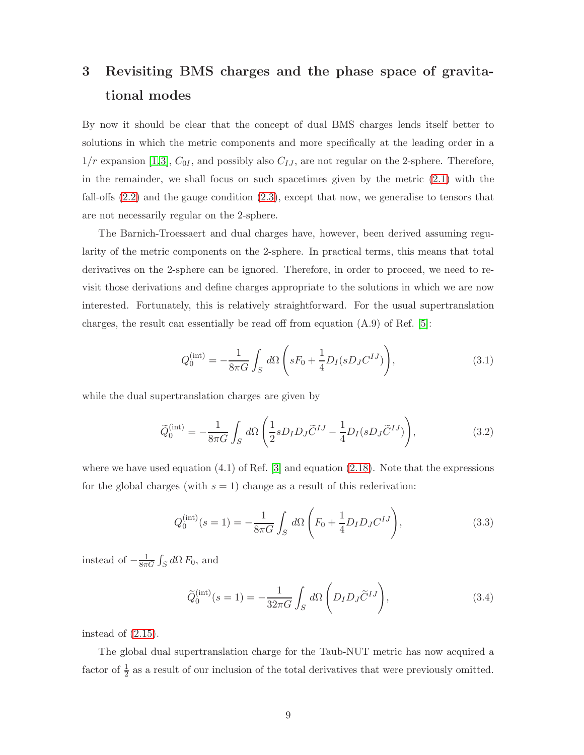# 3 Revisiting BMS charges and the phase space of gravitational modes

By now it should be clear that the concept of dual BMS charges lends itself better to solutions in which the metric components and more specifically at the leading order in a $1/r$ expansion [1,3], $C_{0I}$, and possibly also $C_{IJ}$, are not regular on the 2-sphere. Therefore, in the remainder, we shall focus on such spacetimes given by the metric (2.1) with the fall-offs (2.2) and the gauge condition (2.3), except that now, we generalise to tensors that are not necessarily regular on the 2-sphere.

The Barnich-Troessaert and dual charges have, however, been derived assuming regularity of the metric components on the 2-sphere. In practical terms, this means that total derivatives on the 2-sphere can be ignored. Therefore, in order to proceed, we need to revisit those derivations and define charges appropriate to the solutions in which we are now interested. Fortunately, this is relatively straightforward. For the usual supertranslation charges, the result can essentially be read off from equation (A.9) of Ref. [5]:

$$Q_0^{(\text{int})} = -\frac{1}{8\pi G}\int_S d\Omega \left( sF_0 + \frac{1}{4}D_I(sD_J C^{IJ})\right), \tag{3.1}$$

while the dual supertranslation charges are given by

$$\widetilde{Q}_0^{(\text{int})} = -\frac{1}{8\pi G}\int_S d\Omega \left( \frac{1}{2}sD_I D_J \widetilde{C}^{IJ} - \frac{1}{4}D_I(sD_J \widetilde{C}^{IJ})\right), \tag{3.2}$$

where we have used equation (4.1) of Ref. [3] and equation (2.18). Note that the expressions for the global charges (with $s=1$) change as a result of this rederivation:

$$Q_0^{(\text{int})}(s=1) = -\frac{1}{8\pi G}\int_S d\Omega \left( F_0 + \frac{1}{4}D_I D_J C^{IJ}\right), \tag{3.3}$$

instead of $-\frac{1}{8\pi G}\int_S d\Omega\, F_0$, and

$$\widetilde{Q}_0^{(\text{int})}(s=1) = -\frac{1}{32\pi G}\int_S d\Omega \left( D_I D_J \widetilde{C}^{IJ}\right), \tag{3.4}$$

instead of (2.15).

The global dual supertranslation charge for the Taub-NUT metric has now acquired a factor of $\frac{1}{2}$ as a result of our inclusion of the total derivatives that were previously omitted.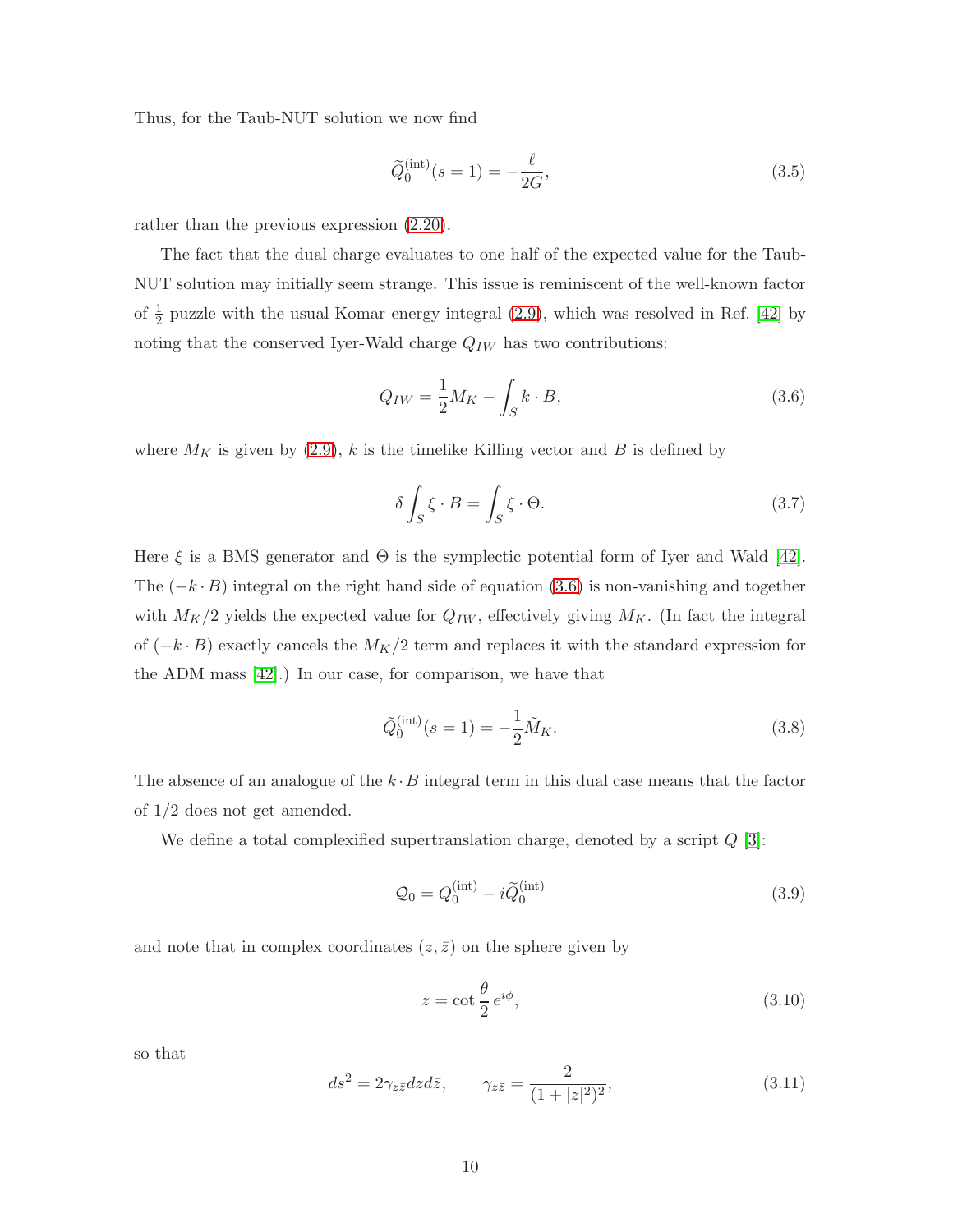Thus, for the Taub-NUT solution we now find

$$\widetilde{Q}_0^{(\mathrm{int})}(s=1) = -\frac{\ell}{2G}, \tag{3.5}$$

rather than the previous expression (2.20).

The fact that the dual charge evaluates to one half of the expected value for the Taub-NUT solution may initially seem strange. This issue is reminiscent of the well-known factor of $\frac{1}{2}$ puzzle with the usual Komar energy integral (2.9), which was resolved in Ref. [42] by noting that the conserved Iyer-Wald charge $Q_{IW}$ has two contributions:

$$Q_{IW} = \frac{1}{2}M_K - \int_S k \cdot B, \tag{3.6}$$

where $M_K$ is given by (2.9), $k$ is the timelike Killing vector and $B$ is defined by

$$\delta \int_S \xi \cdot B = \int_S \xi \cdot \Theta. \tag{3.7}$$

Here $\xi$ is a BMS generator and $\Theta$ is the symplectic potential form of Iyer and Wald [42]. The $(-k \cdot B)$ integral on the right hand side of equation (3.6) is non-vanishing and together with $M_K/2$ yields the expected value for $Q_{IW}$, effectively giving $M_K$. (In fact the integral of $(-k \cdot B)$ exactly cancels the $M_K/2$ term and replaces it with the standard expression for the ADM mass [42].) In our case, for comparison, we have that

$$\tilde{Q}_0^{(\mathrm{int})}(s=1) = -\frac{1}{2}\tilde{M}_K. \tag{3.8}$$

The absence of an analogue of the $k \cdot B$ integral term in this dual case means that the factor of 1/2 does not get amended.

We define a total complexified supertranslation charge, denoted by a script $Q$ [3]:

$$\mathcal{Q}_0 = Q_0^{(\mathrm{int})} - i\widetilde{Q}_0^{(\mathrm{int})} \tag{3.9}$$

and note that in complex coordinates $(z, \bar{z})$ on the sphere given by

$$z = \cot\frac{\theta}{2}\, e^{i\phi}, \tag{3.10}$$

so that

$$ds^2 = 2\gamma_{z\bar{z}}dzd\bar{z}, \qquad \gamma_{z\bar{z}} = \frac{2}{(1+|z|^2)^2}, \tag{3.11}$$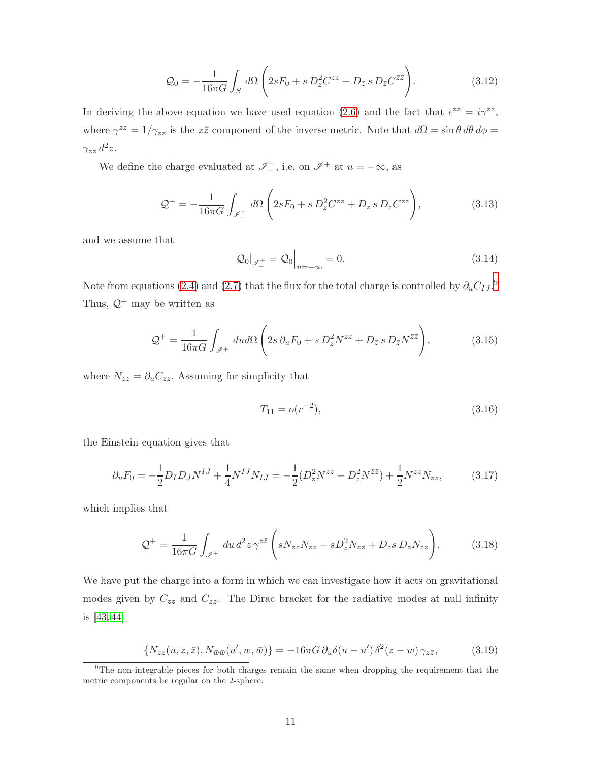$$
\mathcal{Q}_0 = -\frac{1}{16\pi G}\int_S d\Omega \left(2sF_0 + s\, D_z^2 C^{zz} + D_{\bar{z}}\, s\, D_{\bar{z}} C^{\bar{z}\bar{z}}\right). \tag{3.12}
$$

In deriving the above equation we have used equation (2.6) and the fact that $\epsilon^{z\bar{z}} = i\gamma^{z\bar{z}}$, where $\gamma^{z\bar{z}} = 1/\gamma_{z\bar{z}}$ is the $z\bar{z}$ component of the inverse metric. Note that $d\Omega = \sin\theta\, d\theta\, d\phi = \gamma_{z\bar{z}}\, d^2z$.

We define the charge evaluated at $\mathscr{I}^+_-$, i.e. on $\mathscr{I}^+$ at $u = -\infty$, as

$$
\mathcal{Q}^+ = -\frac{1}{16\pi G}\int_{\mathscr{I}^+_-} d\Omega \left(2sF_0 + s\, D_z^2 C^{zz} + D_{\bar{z}}\, s\, D_{\bar{z}} C^{\bar{z}\bar{z}}\right), \tag{3.13}
$$

and we assume that

$$
\mathcal{Q}_0|_{\mathscr{I}^+_+} = \mathcal{Q}_0\Big|_{u=+\infty} = 0. \tag{3.14}
$$

Note from equations (2.4) and (2.7) that the flux for the total charge is controlled by $\partial_u C_{IJ}$.[9] Thus, $\mathcal{Q}^+$ may be written as

$$
\mathcal{Q}^+ = \frac{1}{16\pi G}\int_{\mathscr{I}^+} du d\Omega \left(2s\, \partial_u F_0 + s\, D_z^2 N^{zz} + D_{\bar{z}}\, s\, D_{\bar{z}} N^{\bar{z}\bar{z}}\right), \tag{3.15}
$$

where $N_{zz} = \partial_u C_{zz}$. Assuming for simplicity that

$$
T_{11} = o(r^{-2}), \tag{3.16}
$$

the Einstein equation gives that

$$
\partial_u F_0 = -\frac{1}{2} D_I D_J N^{IJ} + \frac{1}{4} N^{IJ} N_{IJ} = -\frac{1}{2}(D_z^2 N^{zz} + D_{\bar{z}}^2 N^{\bar{z}\bar{z}}) + \frac{1}{2} N^{zz} N_{zz}, \tag{3.17}
$$

which implies that

$$
\mathcal{Q}^+ = \frac{1}{16\pi G}\int_{\mathscr{I}^+} du\, d^2z\, \gamma^{z\bar{z}} \left(sN_{zz}N_{\bar{z}\bar{z}} - sD_{\bar{z}}^2 N_{zz} + D_{\bar{z}} s\, D_{\bar{z}} N_{zz}\right). \tag{3.18}
$$

We have put the charge into a form in which we can investigate how it acts on gravitational modes given by $C_{zz}$ and $C_{\bar{z}\bar{z}}$. The Dirac bracket for the radiative modes at null infinity is [43, 44]

$$
\{N_{zz}(u, z, \bar{z}), N_{\bar{w}\bar{w}}(u', w, \bar{w})\} = -16\pi G\, \partial_u \delta(u - u')\, \delta^2(z - w)\, \gamma_{z\bar{z}}, \tag{3.19}
$$

[9] The non-integrable pieces for both charges remain the same when dropping the requirement that the metric components be regular on the 2-sphere.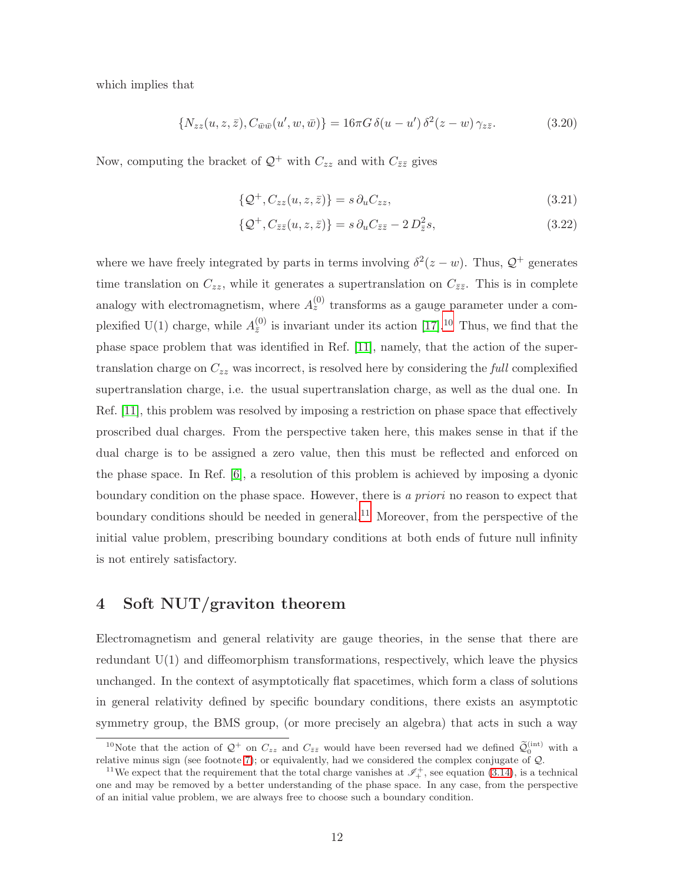which implies that

$$\{N_{zz}(u, z, \bar{z}), C_{\bar{w}\bar{w}}(u', w, \bar{w})\} = 16\pi G\, \delta(u - u')\, \delta^2(z - w)\, \gamma_{z\bar{z}}. \tag{3.20}$$

Now, computing the bracket of $\mathcal{Q}^+$ with $C_{zz}$ and with $C_{\bar{z}\bar{z}}$ gives

$$\{\mathcal{Q}^+, C_{zz}(u, z, \bar{z})\} = s\, \partial_u C_{zz}, \tag{3.21}$$

$$\{\mathcal{Q}^+, C_{\bar{z}\bar{z}}(u, z, \bar{z})\} = s\, \partial_u C_{\bar{z}\bar{z}} - 2\, D_{\bar{z}}^2 s, \tag{3.22}$$

where we have freely integrated by parts in terms involving $\delta^2(z - w)$. Thus, $\mathcal{Q}^+$ generates time translation on $C_{zz}$, while it generates a supertranslation on $C_{\bar{z}\bar{z}}$. This is in complete analogy with electromagnetism, where $A_z^{(0)}$ transforms as a gauge parameter under a complexified U(1) charge, while $A_{\bar{z}}^{(0)}$ is invariant under its action [17].[10] Thus, we find that the phase space problem that was identified in Ref. [11], namely, that the action of the supertranslation charge on $C_{zz}$ was incorrect, is resolved here by considering the *full* complexified supertranslation charge, i.e. the usual supertranslation charge, as well as the dual one. In Ref. [11], this problem was resolved by imposing a restriction on phase space that effectively proscribed dual charges. From the perspective taken here, this makes sense in that if the dual charge is to be assigned a zero value, then this must be reflected and enforced on the phase space. In Ref. [6], a resolution of this problem is achieved by imposing a dyonic boundary condition on the phase space. However, there is *a priori* no reason to expect that boundary conditions should be needed in general.[11] Moreover, from the perspective of the initial value problem, prescribing boundary conditions at both ends of future null infinity is not entirely satisfactory.

## 4 Soft NUT/graviton theorem

Electromagnetism and general relativity are gauge theories, in the sense that there are redundant U(1) and diffeomorphism transformations, respectively, which leave the physics unchanged. In the context of asymptotically flat spacetimes, which form a class of solutions in general relativity defined by specific boundary conditions, there exists an asymptotic symmetry group, the BMS group, (or more precisely an algebra) that acts in such a way

[10] Note that the action of $\mathcal{Q}^+$ on $C_{zz}$ and $C_{\bar{z}\bar{z}}$ would have been reversed had we defined $\widetilde{\mathcal{Q}}_0^{(\text{int})}$ with a relative minus sign (see footnote 7); or equivalently, had we considered the complex conjugate of $\mathcal{Q}$.

[11] We expect that the requirement that the total charge vanishes at $\mathscr{I}_+^+$, see equation (3.14), is a technical one and may be removed by a better understanding of the phase space. In any case, from the perspective of an initial value problem, we are always free to choose such a boundary condition.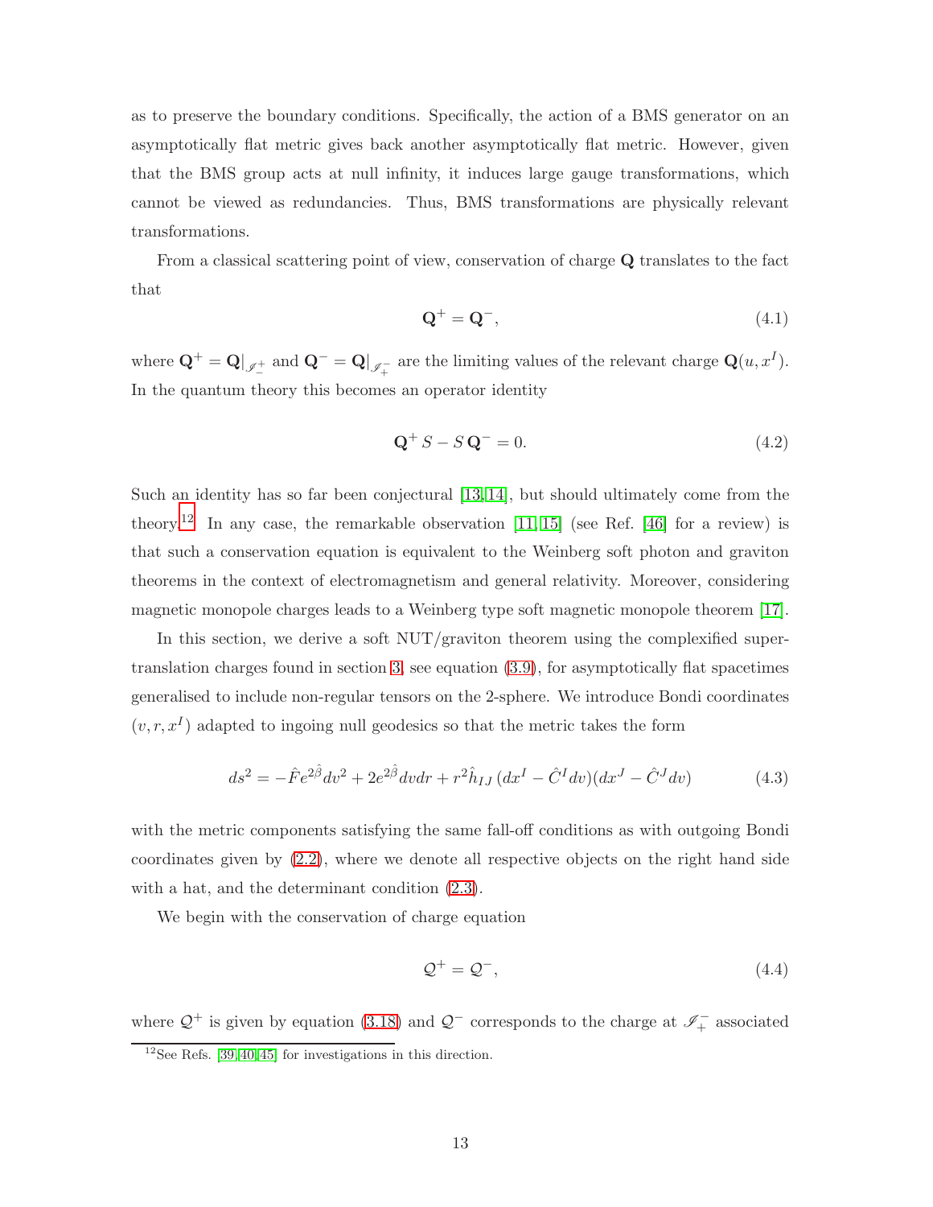as to preserve the boundary conditions. Specifically, the action of a BMS generator on an asymptotically flat metric gives back another asymptotically flat metric. However, given that the BMS group acts at null infinity, it induces large gauge transformations, which cannot be viewed as redundancies. Thus, BMS transformations are physically relevant transformations.

From a classical scattering point of view, conservation of charge $\mathbf{Q}$ translates to the fact that

$$\mathbf{Q}^+ = \mathbf{Q}^-, \tag{4.1}$$

where $\mathbf{Q}^+ = \mathbf{Q}|_{\mathscr{I}^+_-}$ and $\mathbf{Q}^- = \mathbf{Q}|_{\mathscr{I}^-_+}$ are the limiting values of the relevant charge $\mathbf{Q}(u, x^I)$. In the quantum theory this becomes an operator identity

$$\mathbf{Q}^+ S - S\,\mathbf{Q}^- = 0. \tag{4.2}$$

Such an identity has so far been conjectural [13,14], but should ultimately come from the theory.[12] In any case, the remarkable observation [11,15] (see Ref. [46] for a review) is that such a conservation equation is equivalent to the Weinberg soft photon and graviton theorems in the context of electromagnetism and general relativity. Moreover, considering magnetic monopole charges leads to a Weinberg type soft magnetic monopole theorem [17].

In this section, we derive a soft NUT/graviton theorem using the complexified supertranslation charges found in section 3, see equation (3.9), for asymptotically flat spacetimes generalised to include non-regular tensors on the 2-sphere. We introduce Bondi coordinates $(v, r, x^I)$ adapted to ingoing null geodesics so that the metric takes the form

$$ds^2 = -\hat{F} e^{2\hat{\beta}} dv^2 + 2e^{2\hat{\beta}} dv dr + r^2 \hat{h}_{IJ}\,(dx^I - \hat{C}^I dv)(dx^J - \hat{C}^J dv) \tag{4.3}$$

with the metric components satisfying the same fall-off conditions as with outgoing Bondi coordinates given by (2.2), where we denote all respective objects on the right hand side with a hat, and the determinant condition (2.3).

We begin with the conservation of charge equation

$$\mathcal{Q}^+ = \mathcal{Q}^-, \tag{4.4}$$

where $\mathcal{Q}^+$ is given by equation (3.18) and $\mathcal{Q}^-$ corresponds to the charge at $\mathscr{I}^-_+$ associated

[12] See Refs. [39,40,45] for investigations in this direction.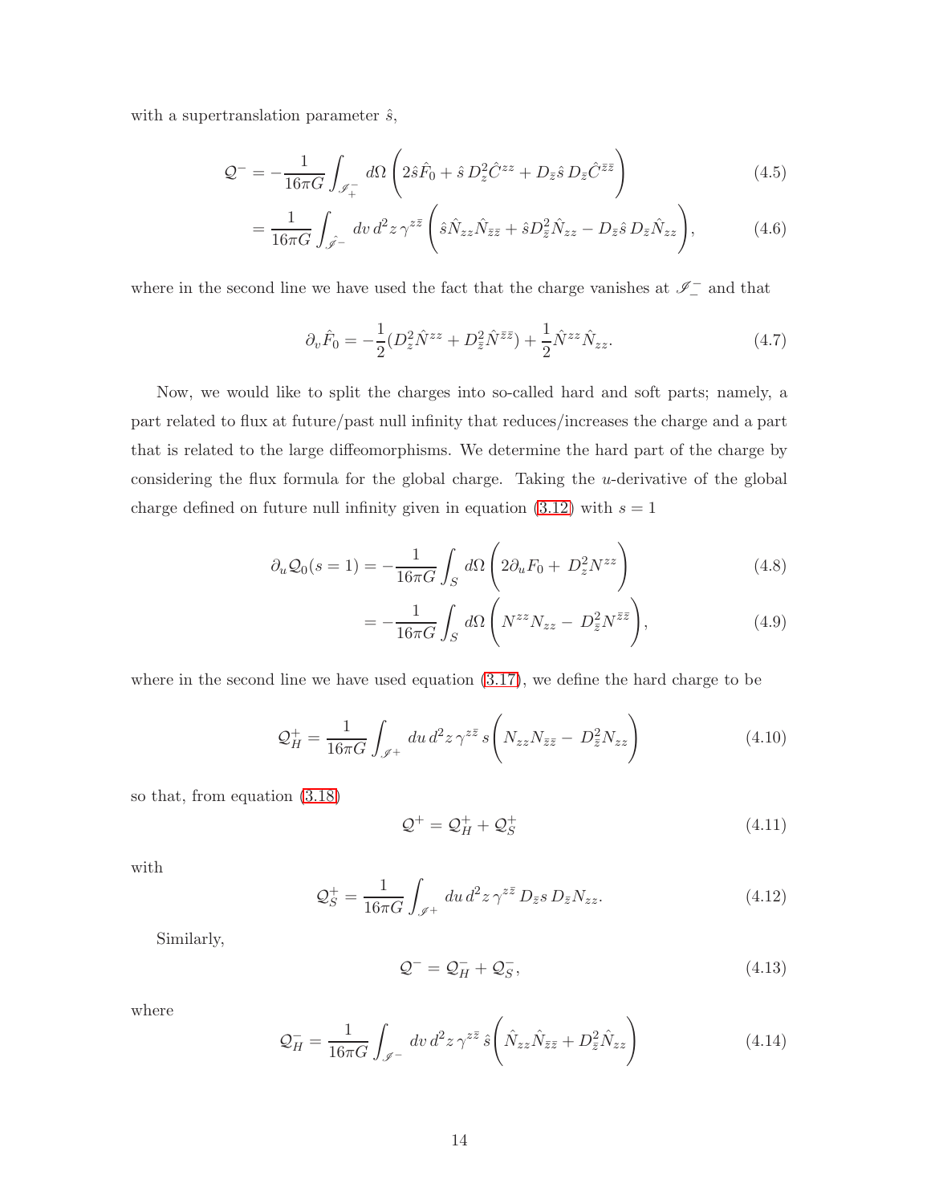with a supertranslation parameter $\hat{s}$,

$$
\mathcal{Q}^{-} = -\frac{1}{16\pi G}\int_{\mathscr{I}^{-}_{+}} d\Omega \left(2\hat{s}\hat{F}_0 + \hat{s}\, D_z^2 \hat{C}^{zz} + D_{\bar{z}}\hat{s}\, D_{\bar{z}}\hat{C}^{\bar{z}\bar{z}}\right) \tag{4.5}
$$

$$
= \frac{1}{16\pi G}\int_{\hat{\mathscr{I}}^{-}} dv\, d^2z\, \gamma^{z\bar{z}} \left(\hat{s}\hat{N}_{zz}\hat{N}_{\bar{z}\bar{z}} + \hat{s}D_{\bar{z}}^2\hat{N}_{zz} - D_{\bar{z}}\hat{s}\, D_{\bar{z}}\hat{N}_{zz}\right), \tag{4.6}
$$

where in the second line we have used the fact that the charge vanishes at $\mathscr{I}^{-}_{-}$ and that

$$
\partial_v \hat{F}_0 = -\frac{1}{2}(D_z^2\hat{N}^{zz} + D_{\bar{z}}^2\hat{N}^{\bar{z}\bar{z}}) + \frac{1}{2}\hat{N}^{zz}\hat{N}_{zz}. \tag{4.7}
$$

Now, we would like to split the charges into so-called hard and soft parts; namely, a part related to flux at future/past null infinity that reduces/increases the charge and a part that is related to the large diffeomorphisms. We determine the hard part of the charge by considering the flux formula for the global charge. Taking the $u$-derivative of the global charge defined on future null infinity given in equation (3.12) with $s = 1$

$$
\partial_u \mathcal{Q}_0(s=1) = -\frac{1}{16\pi G}\int_S d\Omega \left(2\partial_u F_0 + D_z^2 N^{zz}\right) \tag{4.8}
$$

$$
= -\frac{1}{16\pi G}\int_S d\Omega \left(N^{zz}N_{zz} - D_{\bar{z}}^2 N^{\bar{z}\bar{z}}\right), \tag{4.9}
$$

where in the second line we have used equation (3.17), we define the hard charge to be

$$
\mathcal{Q}_H^{+} = \frac{1}{16\pi G}\int_{\mathscr{I}^{+}} du\, d^2z\, \gamma^{z\bar{z}}\, s\left(N_{zz}N_{\bar{z}\bar{z}} - D_{\bar{z}}^2 N_{zz}\right) \tag{4.10}
$$

so that, from equation (3.18)

$$
\mathcal{Q}^{+} = \mathcal{Q}_H^{+} + \mathcal{Q}_S^{+} \tag{4.11}
$$

with

$$
\mathcal{Q}_S^{+} = \frac{1}{16\pi G}\int_{\mathscr{I}^{+}} du\, d^2z\, \gamma^{z\bar{z}}\, D_{\bar{z}}s\, D_{\bar{z}}N_{zz}. \tag{4.12}
$$

Similarly,

$$
\mathcal{Q}^{-} = \mathcal{Q}_H^{-} + \mathcal{Q}_S^{-}, \tag{4.13}
$$

where

$$
\mathcal{Q}_H^{-} = \frac{1}{16\pi G}\int_{\mathscr{I}^{-}} dv\, d^2z\, \gamma^{z\bar{z}}\, \hat{s}\left(\hat{N}_{zz}\hat{N}_{\bar{z}\bar{z}} + D_{\bar{z}}^2\hat{N}_{zz}\right) \tag{4.14}
$$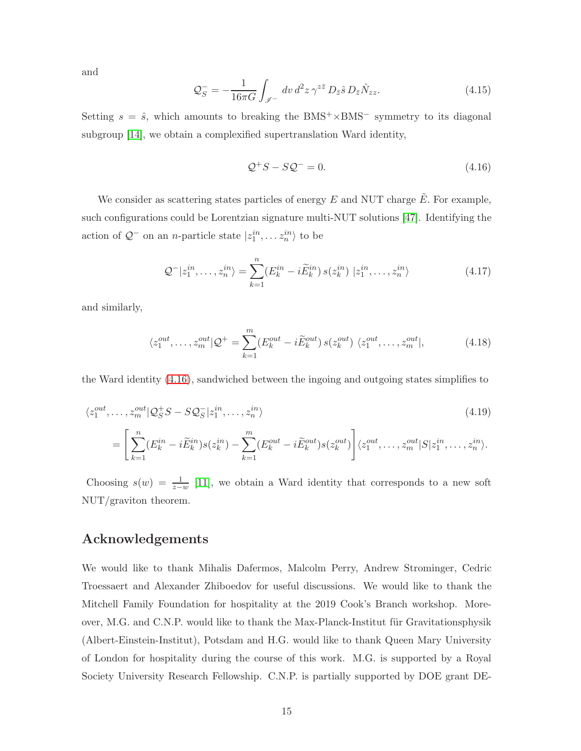and

$$\mathcal{Q}_S^- = -\frac{1}{16\pi G}\int_{\mathscr{I}^-} dv\, d^2z\, \gamma^{z\bar{z}}\, D_{\bar{z}}\hat{s}\, D_{\bar{z}}\hat{N}_{zz}. \tag{4.15}$$

Setting $s = \hat{s}$, which amounts to breaking the BMS$^+\times$BMS$^-$ symmetry to its diagonal subgroup [14], we obtain a complexified supertranslation Ward identity,

$$\mathcal{Q}^+ S - S\mathcal{Q}^- = 0. \tag{4.16}$$

We consider as scattering states particles of energy $E$ and NUT charge $\tilde{E}$. For example, such configurations could be Lorentzian signature multi-NUT solutions [47]. Identifying the action of $\mathcal{Q}^-$ on an $n$-particle state $|z_1^{in}, \dots z_n^{in}\rangle$ to be

$$\mathcal{Q}^-|z_1^{in}, \dots, z_n^{in}\rangle = \sum_{k=1}^{n}(E_k^{in} - i\widetilde{E}_k^{in})\, s(z_k^{in})\; |z_1^{in}, \dots, z_n^{in}\rangle \tag{4.17}$$

and similarly,

$$\langle z_1^{out}, \dots, z_m^{out}|\mathcal{Q}^+ = \sum_{k=1}^{m}(E_k^{out} - i\widetilde{E}_k^{out})\, s(z_k^{out})\; \langle z_1^{out}, \dots, z_m^{out}|, \tag{4.18}$$

the Ward identity (4.16), sandwiched between the ingoing and outgoing states simplifies to

$$\begin{aligned}
&\langle z_1^{out}, \dots, z_m^{out}|\mathcal{Q}_S^+ S - S\mathcal{Q}_S^-|z_1^{in}, \dots, z_n^{in}\rangle \\
&\quad = \left[\sum_{k=1}^{n}(E_k^{in} - i\widetilde{E}_k^{in})s(z_k^{in}) - \sum_{k=1}^{m}(E_k^{out} - i\widetilde{E}_k^{out})s(z_k^{out})\right]\langle z_1^{out}, \dots, z_m^{out}|S|z_1^{in}, \dots, z_n^{in}\rangle.
\end{aligned} \tag{4.19}$$

Choosing $s(w) = \frac{1}{z-w}$ [11], we obtain a Ward identity that corresponds to a new soft NUT/graviton theorem.

## Acknowledgements

We would like to thank Mihalis Dafermos, Malcolm Perry, Andrew Strominger, Cedric Troessaert and Alexander Zhiboedov for useful discussions. We would like to thank the Mitchell Family Foundation for hospitality at the 2019 Cook's Branch workshop. Moreover, M.G. and C.N.P. would like to thank the Max-Planck-Institut für Gravitationsphysik (Albert-Einstein-Institut), Potsdam and H.G. would like to thank Queen Mary University of London for hospitality during the course of this work. M.G. is supported by a Royal Society University Research Fellowship. C.N.P. is partially supported by DOE grant DE-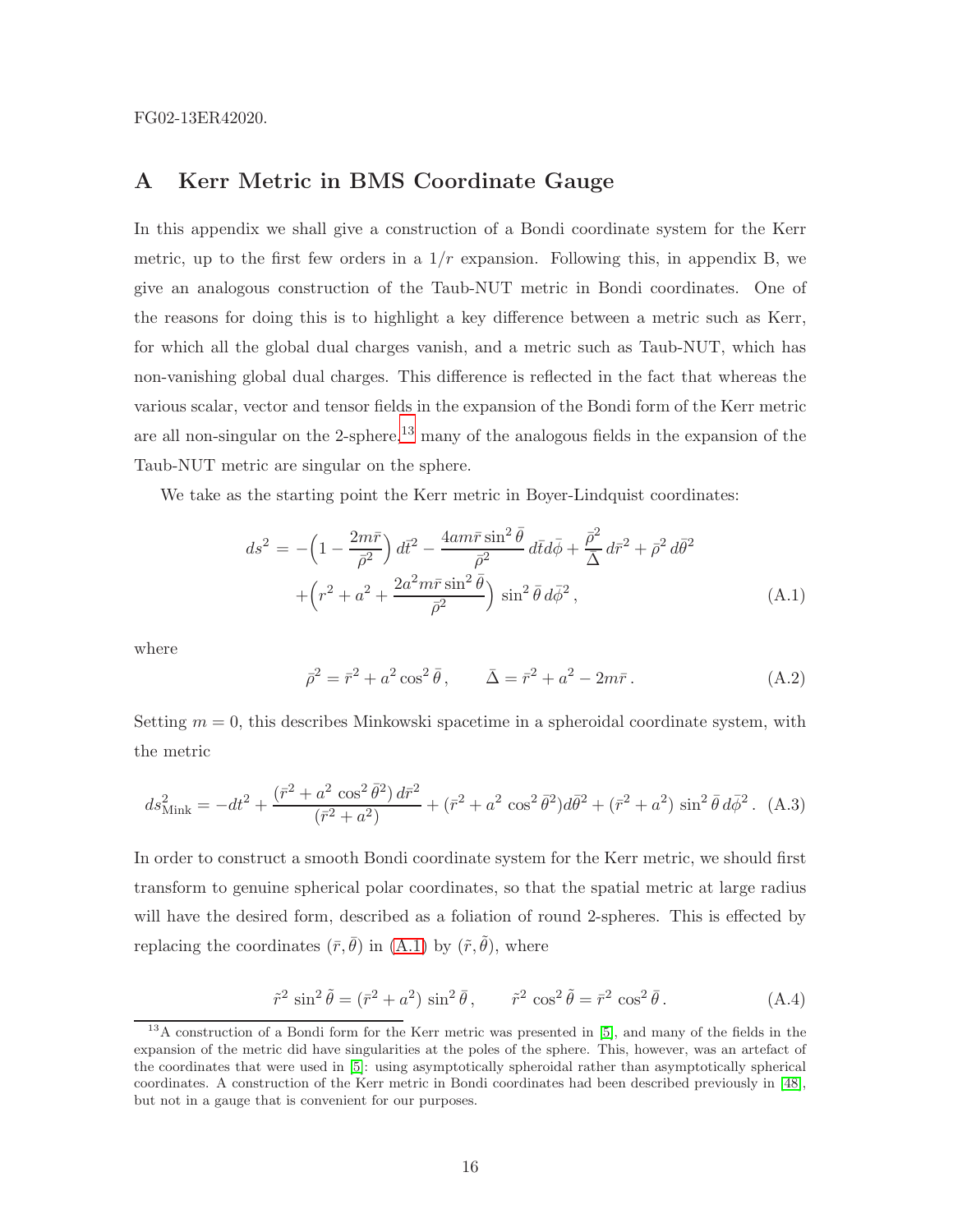FG02-13ER42020.

# A Kerr Metric in BMS Coordinate Gauge

In this appendix we shall give a construction of a Bondi coordinate system for the Kerr metric, up to the first few orders in a $1/r$ expansion. Following this, in appendix B, we give an analogous construction of the Taub-NUT metric in Bondi coordinates. One of the reasons for doing this is to highlight a key difference between a metric such as Kerr, for which all the global dual charges vanish, and a metric such as Taub-NUT, which has non-vanishing global dual charges. This difference is reflected in the fact that whereas the various scalar, vector and tensor fields in the expansion of the Bondi form of the Kerr metric are all non-singular on the 2-sphere,[13] many of the analogous fields in the expansion of the Taub-NUT metric are singular on the sphere.

We take as the starting point the Kerr metric in Boyer-Lindquist coordinates:

$$
\begin{aligned}
ds^2 = & -\Big(1 - \frac{2m\bar{r}}{\bar{\rho}^2}\Big)\, d\bar{t}^2 - \frac{4am\bar{r}\sin^2\bar{\theta}}{\bar{\rho}^2}\, d\bar{t}d\bar{\phi} + \frac{\bar{\rho}^2}{\bar{\Delta}}\, d\bar{r}^2 + \bar{\rho}^2\, d\bar{\theta}^2 \\
& + \Big(r^2 + a^2 + \frac{2a^2 m\bar{r}\sin^2\bar{\theta}}{\bar{\rho}^2}\Big)\, \sin^2\bar{\theta}\, d\bar{\phi}^2\,,
\end{aligned} \tag{A.1}
$$

where

$$
\bar{\rho}^2 = \bar{r}^2 + a^2\cos^2\bar{\theta}\,, \qquad \bar{\Delta} = \bar{r}^2 + a^2 - 2m\bar{r}\,. \tag{A.2}
$$

Setting $m = 0$, this describes Minkowski spacetime in a spheroidal coordinate system, with the metric

$$
ds^2_{\rm Mink} = -dt^2 + \frac{(\bar{r}^2 + a^2\,\cos^2\bar{\theta}^2)\,d\bar{r}^2}{(\bar{r}^2 + a^2)} + (\bar{r}^2 + a^2\,\cos^2\bar{\theta}^2)d\bar{\theta}^2 + (\bar{r}^2 + a^2)\,\sin^2\bar{\theta}\,d\bar{\phi}^2\,. \tag{A.3}
$$

In order to construct a smooth Bondi coordinate system for the Kerr metric, we should first transform to genuine spherical polar coordinates, so that the spatial metric at large radius will have the desired form, described as a foliation of round 2-spheres. This is effected by replacing the coordinates $(\bar{r}, \bar{\theta})$ in (A.1) by $(\tilde{r}, \tilde{\theta})$, where

$$
\tilde{r}^2\,\sin^2\tilde{\theta} = (\bar{r}^2 + a^2)\,\sin^2\bar{\theta}\,, \qquad \tilde{r}^2\,\cos^2\tilde{\theta} = \bar{r}^2\,\cos^2\bar{\theta}\,. \tag{A.4}
$$

[13] A construction of a Bondi form for the Kerr metric was presented in [5], and many of the fields in the expansion of the metric did have singularities at the poles of the sphere. This, however, was an artefact of the coordinates that were used in [5]: using asymptotically spheroidal rather than asymptotically spherical coordinates. A construction of the Kerr metric in Bondi coordinates had been described previously in [48], but not in a gauge that is convenient for our purposes.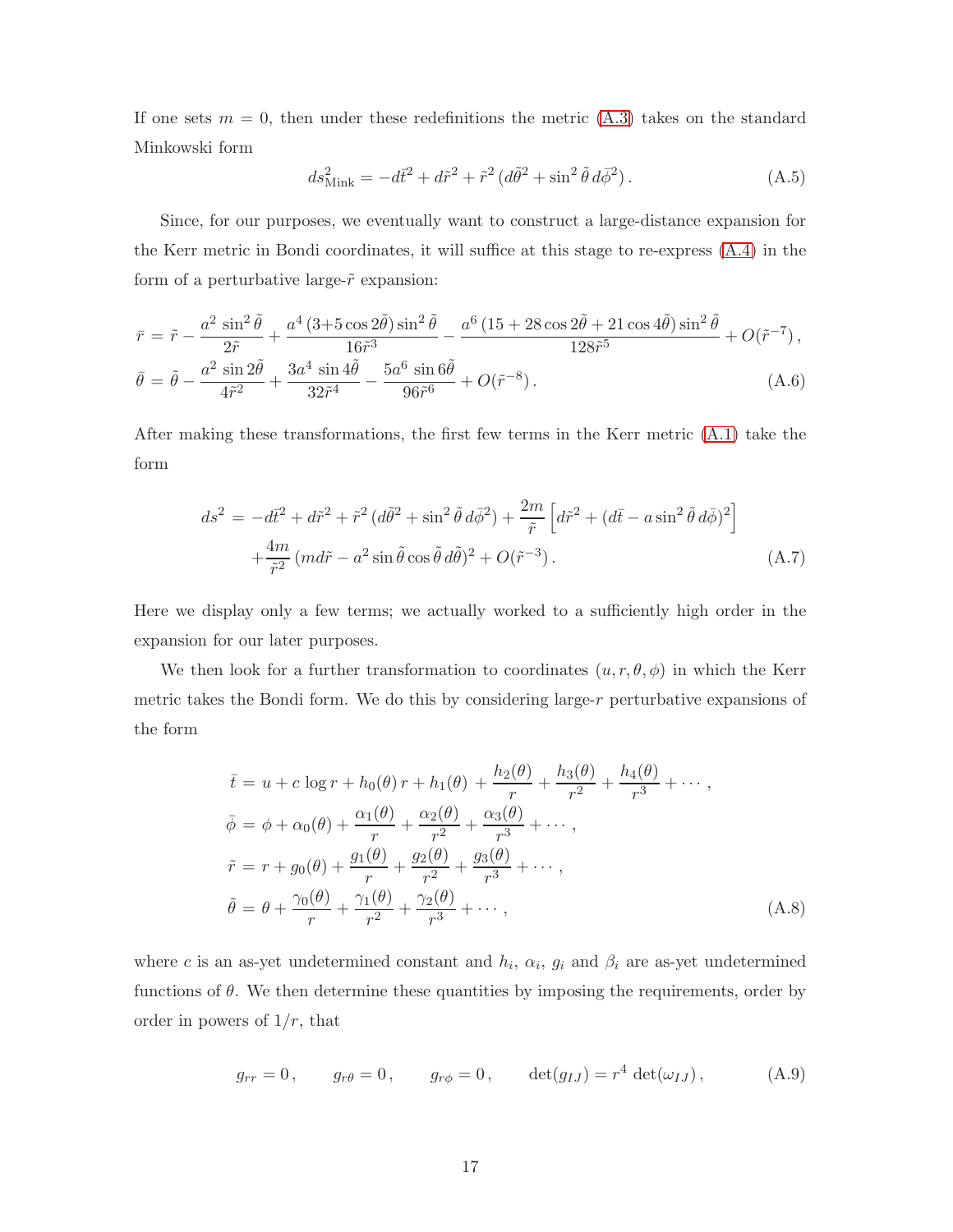If one sets $m = 0$, then under these redefinitions the metric (A.3) takes on the standard Minkowski form

$$ds^2_{\rm Mink} = -d\bar{t}^2 + d\tilde{r}^2 + \tilde{r}^2\,(d\tilde{\theta}^2 + \sin^2\tilde{\theta}\,d\bar{\phi}^2)\,. \tag{A.5}$$

Since, for our purposes, we eventually want to construct a large-distance expansion for the Kerr metric in Bondi coordinates, it will suffice at this stage to re-express (A.4) in the form of a perturbative large-$\tilde{r}$ expansion:

$$\begin{aligned}
\bar{r} &= \tilde{r} - \frac{a^2\,\sin^2\tilde{\theta}}{2\tilde{r}} + \frac{a^4\,(3{+}5\cos 2\tilde{\theta})\sin^2\tilde{\theta}}{16\tilde{r}^3} - \frac{a^6\,(15+28\cos 2\tilde{\theta}+21\cos 4\tilde{\theta})\sin^2\tilde{\theta}}{128\tilde{r}^5} + O(\tilde{r}^{-7})\,,\\
\bar{\theta} &= \tilde{\theta} - \frac{a^2\,\sin 2\tilde{\theta}}{4\tilde{r}^2} + \frac{3a^4\,\sin 4\tilde{\theta}}{32\tilde{r}^4} - \frac{5a^6\,\sin 6\tilde{\theta}}{96\tilde{r}^6} + O(\tilde{r}^{-8})\,.
\end{aligned} \tag{A.6}$$

After making these transformations, the first few terms in the Kerr metric (A.1) take the form

$$\begin{aligned}
ds^2 &= -d\bar{t}^2 + d\tilde{r}^2 + \tilde{r}^2\,(d\tilde{\theta}^2 + \sin^2\tilde{\theta}\,d\bar{\phi}^2) + \frac{2m}{\tilde{r}}\Big[d\tilde{r}^2 + (d\bar{t} - a\sin^2\tilde{\theta}\,d\bar{\phi})^2\Big]\\
&\quad + \frac{4m}{\tilde{r}^2}\,(m d\tilde{r} - a^2\sin\tilde{\theta}\cos\tilde{\theta}\,d\tilde{\theta})^2 + O(\tilde{r}^{-3})\,.
\end{aligned} \tag{A.7}$$

Here we display only a few terms; we actually worked to a sufficiently high order in the expansion for our later purposes.

We then look for a further transformation to coordinates $(u, r, \theta, \phi)$ in which the Kerr metric takes the Bondi form. We do this by considering large-$r$ perturbative expansions of the form

$$\begin{aligned}
\bar{t} &= u + c\,\log r + h_0(\theta)\,r + h_1(\theta) + \frac{h_2(\theta)}{r} + \frac{h_3(\theta)}{r^2} + \frac{h_4(\theta)}{r^3} + \cdots\,,\\
\bar{\phi} &= \phi + \alpha_0(\theta) + \frac{\alpha_1(\theta)}{r} + \frac{\alpha_2(\theta)}{r^2} + \frac{\alpha_3(\theta)}{r^3} + \cdots\,,\\
\tilde{r} &= r + g_0(\theta) + \frac{g_1(\theta)}{r} + \frac{g_2(\theta)}{r^2} + \frac{g_3(\theta)}{r^3} + \cdots\,,\\
\tilde{\theta} &= \theta + \frac{\gamma_0(\theta)}{r} + \frac{\gamma_1(\theta)}{r^2} + \frac{\gamma_2(\theta)}{r^3} + \cdots\,,
\end{aligned} \tag{A.8}$$

where $c$ is an as-yet undetermined constant and $h_i$, $\alpha_i$, $g_i$ and $\beta_i$ are as-yet undetermined functions of $\theta$. We then determine these quantities by imposing the requirements, order by order in powers of $1/r$, that

$$g_{rr} = 0\,, \qquad g_{r\theta} = 0\,, \qquad g_{r\phi} = 0\,, \qquad \det(g_{IJ}) = r^4\,\det(\omega_{IJ})\,, \tag{A.9}$$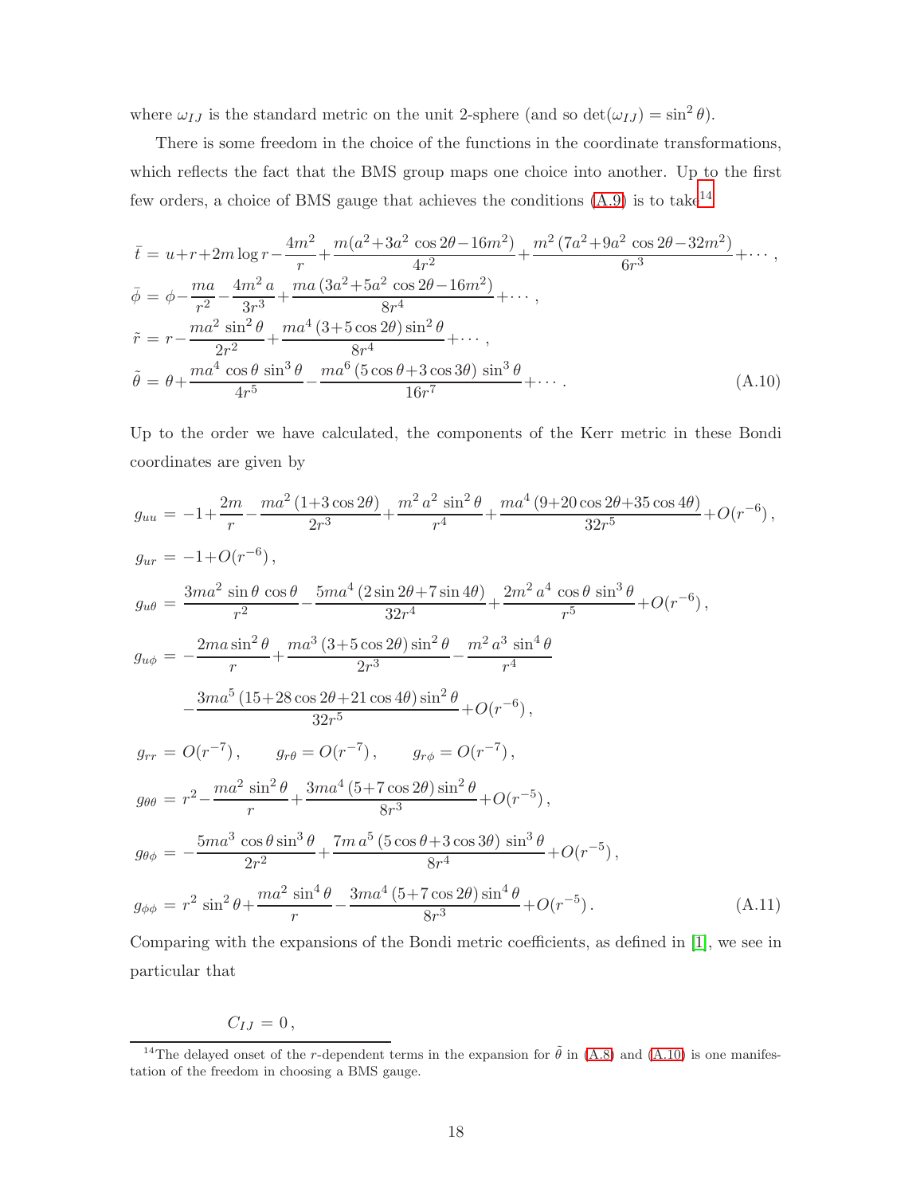where $\omega_{IJ}$ is the standard metric on the unit 2-sphere (and so $\det(\omega_{IJ}) = \sin^2\theta$).

There is some freedom in the choice of the functions in the coordinate transformations, which reflects the fact that the BMS group maps one choice into another. Up to the first few orders, a choice of BMS gauge that achieves the conditions (A.9) is to take[14]

$$
\begin{aligned}
\bar{t} &= u + r + 2m\log r - \frac{4m^2}{r} + \frac{m(a^2 + 3a^2\cos 2\theta - 16m^2)}{4r^2} + \frac{m^2(7a^2 + 9a^2\cos 2\theta - 32m^2)}{6r^3} + \cdots\,, \\
\bar{\phi} &= \phi - \frac{ma}{r^2} - \frac{4m^2 a}{3r^3} + \frac{ma(3a^2 + 5a^2\cos 2\theta - 16m^2)}{8r^4} + \cdots\,, \\
\tilde{r} &= r - \frac{ma^2\sin^2\theta}{2r^2} + \frac{ma^4(3 + 5\cos 2\theta)\sin^2\theta}{8r^4} + \cdots\,, \\
\tilde{\theta} &= \theta + \frac{ma^4\cos\theta\sin^3\theta}{4r^5} - \frac{ma^6(5\cos\theta + 3\cos 3\theta)\sin^3\theta}{16r^7} + \cdots\,.
\end{aligned}
\tag{A.10}
$$

Up to the order we have calculated, the components of the Kerr metric in these Bondi coordinates are given by

$$
\begin{aligned}
g_{uu} &= -1 + \frac{2m}{r} - \frac{ma^2(1 + 3\cos 2\theta)}{2r^3} + \frac{m^2a^2\sin^2\theta}{r^4} + \frac{ma^4(9 + 20\cos 2\theta + 35\cos 4\theta)}{32r^5} + O(r^{-6})\,, \\
g_{ur} &= -1 + O(r^{-6})\,, \\
g_{u\theta} &= \frac{3ma^2\sin\theta\cos\theta}{r^2} - \frac{5ma^4(2\sin 2\theta + 7\sin 4\theta)}{32r^4} + \frac{2m^2a^4\cos\theta\sin^3\theta}{r^5} + O(r^{-6})\,, \\
g_{u\phi} &= -\frac{2ma\sin^2\theta}{r} + \frac{ma^3(3 + 5\cos 2\theta)\sin^2\theta}{2r^3} - \frac{m^2a^3\sin^4\theta}{r^4} \\
&\quad - \frac{3ma^5(15 + 28\cos 2\theta + 21\cos 4\theta)\sin^2\theta}{32r^5} + O(r^{-6})\,, \\
g_{rr} &= O(r^{-7})\,, \qquad g_{r\theta} = O(r^{-7})\,, \qquad g_{r\phi} = O(r^{-7})\,, \\
g_{\theta\theta} &= r^2 - \frac{ma^2\sin^2\theta}{r} + \frac{3ma^4(5 + 7\cos 2\theta)\sin^2\theta}{8r^3} + O(r^{-5})\,, \\
g_{\theta\phi} &= -\frac{5ma^3\cos\theta\sin^3\theta}{2r^2} + \frac{7ma^5(5\cos\theta + 3\cos 3\theta)\sin^3\theta}{8r^4} + O(r^{-5})\,, \\
g_{\phi\phi} &= r^2\sin^2\theta + \frac{ma^2\sin^4\theta}{r} - \frac{3ma^4(5 + 7\cos 2\theta)\sin^4\theta}{8r^3} + O(r^{-5})\,.
\end{aligned}
\tag{A.11}
$$

Comparing with the expansions of the Bondi metric coefficients, as defined in [1], we see in particular that

$$
C_{IJ} = 0\,,
$$

[14] The delayed onset of the $r$-dependent terms in the expansion for $\tilde{\theta}$ in (A.8) and (A.10) is one manifestation of the freedom in choosing a BMS gauge.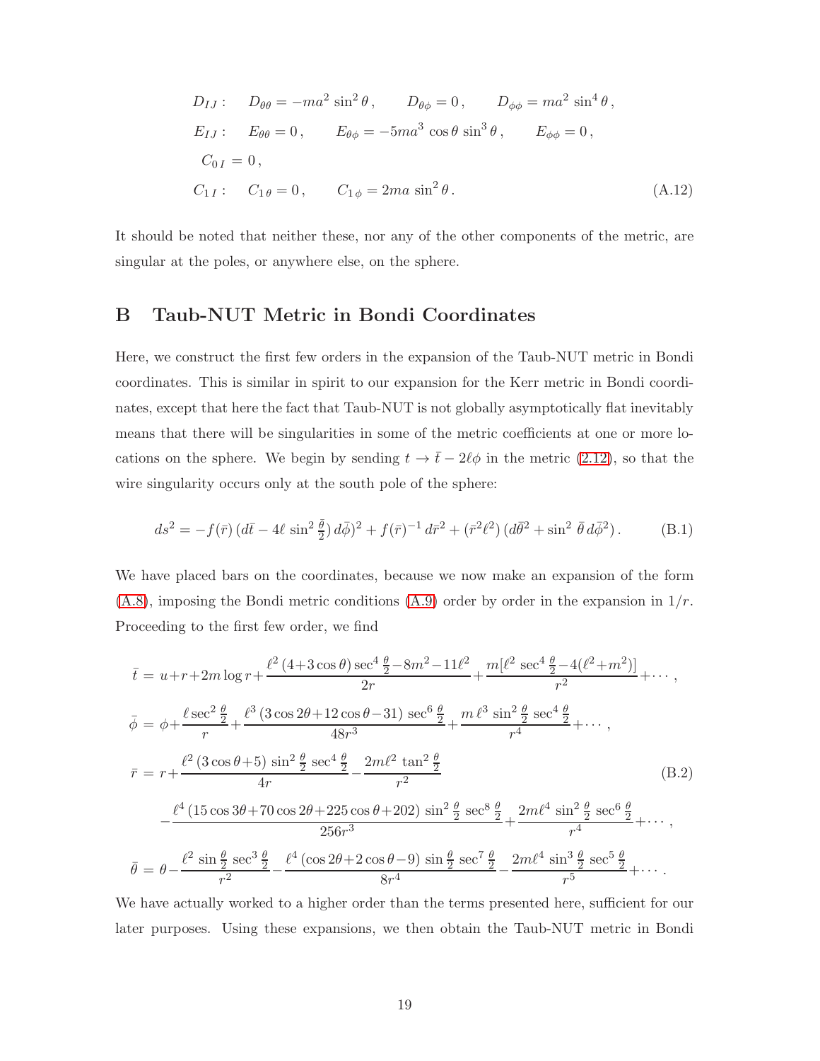$$
\begin{aligned}
D_{IJ}: &\quad D_{\theta\theta} = -ma^2 \sin^2\theta\,, \qquad D_{\theta\phi} = 0\,, \qquad D_{\phi\phi} = ma^2 \sin^4\theta\,, \\
E_{IJ}: &\quad E_{\theta\theta} = 0\,, \qquad E_{\theta\phi} = -5ma^3 \cos\theta \sin^3\theta\,, \qquad E_{\phi\phi} = 0\,, \\
C_{0\,I} &= 0\,, \\
C_{1\,I}: &\quad C_{1\,\theta} = 0\,, \qquad C_{1\,\phi} = 2ma \sin^2\theta\,.
\end{aligned}
\tag{A.12}
$$

It should be noted that neither these, nor any of the other components of the metric, are singular at the poles, or anywhere else, on the sphere.

# B Taub-NUT Metric in Bondi Coordinates

Here, we construct the first few orders in the expansion of the Taub-NUT metric in Bondi coordinates. This is similar in spirit to our expansion for the Kerr metric in Bondi coordinates, except that here the fact that Taub-NUT is not globally asymptotically flat inevitably means that there will be singularities in some of the metric coefficients at one or more locations on the sphere. We begin by sending $t \to \bar{t} - 2\ell\phi$ in the metric (2.12), so that the wire singularity occurs only at the south pole of the sphere:

$$
ds^2 = -f(\bar{r})\,(d\bar{t} - 4\ell\,\sin^2\tfrac{\bar{\theta}}{2})\,d\bar{\phi})^2 + f(\bar{r})^{-1}\,d\bar{r}^2 + (\bar{r}^2\ell^2)\,(d\bar{\theta}^2 + \sin^2\,\bar{\theta}\,d\bar{\phi}^2)\,. \tag{B.1}
$$

We have placed bars on the coordinates, because we now make an expansion of the form (A.8), imposing the Bondi metric conditions (A.9) order by order in the expansion in $1/r$. Proceeding to the first few order, we find

$$
\begin{aligned}
\bar{t} &= u + r + 2m\log r + \frac{\ell^2\,(4+3\cos\theta)\sec^4\frac{\theta}{2} - 8m^2 - 11\ell^2}{2r} + \frac{m[\ell^2\,\sec^4\frac{\theta}{2} - 4(\ell^2+m^2)]}{r^2} + \cdots\,, \\
\bar{\phi} &= \phi + \frac{\ell\sec^2\frac{\theta}{2}}{r} + \frac{\ell^3\,(3\cos 2\theta + 12\cos\theta - 31)\,\sec^6\frac{\theta}{2}}{48r^3} + \frac{m\,\ell^3\,\sin^2\frac{\theta}{2}\,\sec^4\frac{\theta}{2}}{r^4} + \cdots\,, \\
\bar{r} &= r + \frac{\ell^2\,(3\cos\theta + 5)\,\sin^2\frac{\theta}{2}\,\sec^4\frac{\theta}{2}}{4r} - \frac{2m\ell^2\,\tan^2\frac{\theta}{2}}{r^2} \\
&\quad - \frac{\ell^4\,(15\cos 3\theta + 70\cos 2\theta + 225\cos\theta + 202)\,\sin^2\frac{\theta}{2}\,\sec^8\frac{\theta}{2}}{256r^3} + \frac{2m\ell^4\,\sin^2\frac{\theta}{2}\,\sec^6\frac{\theta}{2}}{r^4} + \cdots\,, \\
\bar{\theta} &= \theta - \frac{\ell^2\,\sin\frac{\theta}{2}\,\sec^3\frac{\theta}{2}}{r^2} - \frac{\ell^4\,(\cos 2\theta + 2\cos\theta - 9)\,\sin\frac{\theta}{2}\,\sec^7\frac{\theta}{2}}{8r^4} - \frac{2m\ell^4\,\sin^3\frac{\theta}{2}\,\sec^5\frac{\theta}{2}}{r^5} + \cdots\,.
\end{aligned}
\tag{B.2}
$$

We have actually worked to a higher order than the terms presented here, sufficient for our later purposes. Using these expansions, we then obtain the Taub-NUT metric in Bondi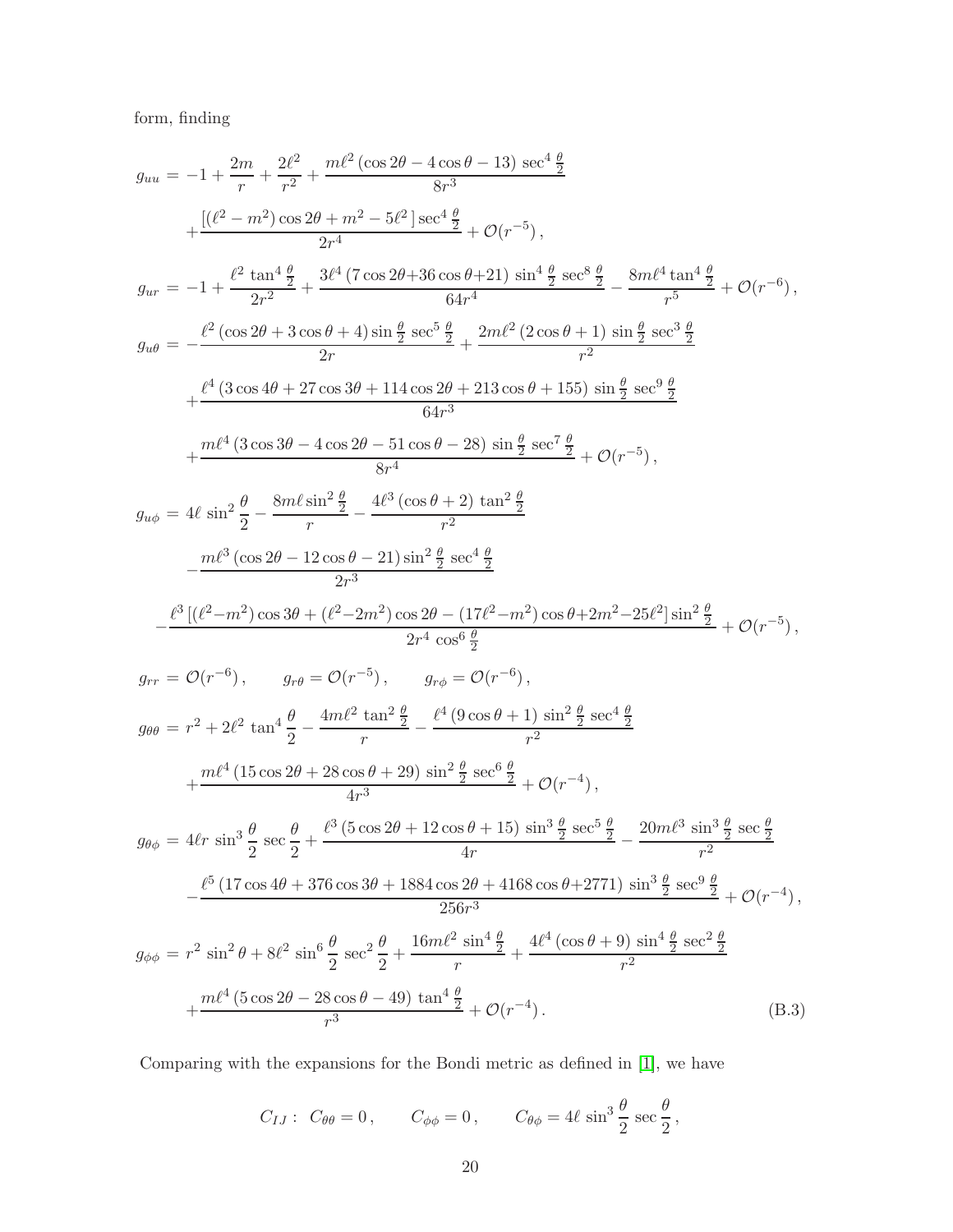form, finding

$$
\begin{aligned}
g_{uu} &= -1 + \frac{2m}{r} + \frac{2\ell^2}{r^2} + \frac{m\ell^2\left(\cos 2\theta - 4\cos\theta - 13\right)\sec^4\frac{\theta}{2}}{8r^3} \\
&\quad + \frac{\left[(\ell^2 - m^2)\cos 2\theta + m^2 - 5\ell^2\right]\sec^4\frac{\theta}{2}}{2r^4} + \mathcal{O}(r^{-5})\,, \\
g_{ur} &= -1 + \frac{\ell^2\,\tan^4\frac{\theta}{2}}{2r^2} + \frac{3\ell^4\left(7\cos 2\theta + 36\cos\theta + 21\right)\sin^4\frac{\theta}{2}\,\sec^8\frac{\theta}{2}}{64r^4} - \frac{8m\ell^4\tan^4\frac{\theta}{2}}{r^5} + \mathcal{O}(r^{-6})\,, \\
g_{u\theta} &= -\frac{\ell^2\left(\cos 2\theta + 3\cos\theta + 4\right)\sin\frac{\theta}{2}\,\sec^5\frac{\theta}{2}}{2r} + \frac{2m\ell^2\left(2\cos\theta + 1\right)\sin\frac{\theta}{2}\,\sec^3\frac{\theta}{2}}{r^2} \\
&\quad + \frac{\ell^4\left(3\cos 4\theta + 27\cos 3\theta + 114\cos 2\theta + 213\cos\theta + 155\right)\sin\frac{\theta}{2}\,\sec^9\frac{\theta}{2}}{64r^3} \\
&\quad + \frac{m\ell^4\left(3\cos 3\theta - 4\cos 2\theta - 51\cos\theta - 28\right)\sin\frac{\theta}{2}\,\sec^7\frac{\theta}{2}}{8r^4} + \mathcal{O}(r^{-5})\,, \\
g_{u\phi} &= 4\ell\,\sin^2\frac{\theta}{2} - \frac{8m\ell\sin^2\frac{\theta}{2}}{r} - \frac{4\ell^3\left(\cos\theta + 2\right)\tan^2\frac{\theta}{2}}{r^2} \\
&\quad - \frac{m\ell^3\left(\cos 2\theta - 12\cos\theta - 21\right)\sin^2\frac{\theta}{2}\,\sec^4\frac{\theta}{2}}{2r^3} \\
&\quad - \frac{\ell^3\left[(\ell^2 - m^2)\cos 3\theta + (\ell^2 - 2m^2)\cos 2\theta - (17\ell^2 - m^2)\cos\theta + 2m^2 - 25\ell^2\right]\sin^2\frac{\theta}{2}}{2r^4\,\cos^6\frac{\theta}{2}} + \mathcal{O}(r^{-5})\,, \\
g_{rr} &= \mathcal{O}(r^{-6})\,, \qquad g_{r\theta} = \mathcal{O}(r^{-5})\,, \qquad g_{r\phi} = \mathcal{O}(r^{-6})\,, \\
g_{\theta\theta} &= r^2 + 2\ell^2\,\tan^4\frac{\theta}{2} - \frac{4m\ell^2\,\tan^2\frac{\theta}{2}}{r} - \frac{\ell^4\left(9\cos\theta + 1\right)\sin^2\frac{\theta}{2}\,\sec^4\frac{\theta}{2}}{r^2} \\
&\quad + \frac{m\ell^4\left(15\cos 2\theta + 28\cos\theta + 29\right)\sin^2\frac{\theta}{2}\,\sec^6\frac{\theta}{2}}{4r^3} + \mathcal{O}(r^{-4})\,, \\
g_{\theta\phi} &= 4\ell r\,\sin^3\frac{\theta}{2}\,\sec\frac{\theta}{2} + \frac{\ell^3\left(5\cos 2\theta + 12\cos\theta + 15\right)\sin^3\frac{\theta}{2}\,\sec^5\frac{\theta}{2}}{4r} - \frac{20m\ell^3\,\sin^3\frac{\theta}{2}\,\sec\frac{\theta}{2}}{r^2} \\
&\quad - \frac{\ell^5\left(17\cos 4\theta + 376\cos 3\theta + 1884\cos 2\theta + 4168\cos\theta + 2771\right)\sin^3\frac{\theta}{2}\,\sec^9\frac{\theta}{2}}{256r^3} + \mathcal{O}(r^{-4})\,, \\
g_{\phi\phi} &= r^2\,\sin^2\theta + 8\ell^2\,\sin^6\frac{\theta}{2}\,\sec^2\frac{\theta}{2} + \frac{16m\ell^2\,\sin^4\frac{\theta}{2}}{r} + \frac{4\ell^4\left(\cos\theta + 9\right)\sin^4\frac{\theta}{2}\,\sec^2\frac{\theta}{2}}{r^2} \\
&\quad + \frac{m\ell^4\left(5\cos 2\theta - 28\cos\theta - 49\right)\tan^4\frac{\theta}{2}}{r^3} + \mathcal{O}(r^{-4})\,.
\end{aligned}
\tag{B.3}
$$

Comparing with the expansions for the Bondi metric as defined in [1], we have

$$
C_{IJ}:\ \ C_{\theta\theta} = 0\,, \qquad C_{\phi\phi} = 0\,, \qquad C_{\theta\phi} = 4\ell\,\sin^3\frac{\theta}{2}\,\sec\frac{\theta}{2}\,,
$$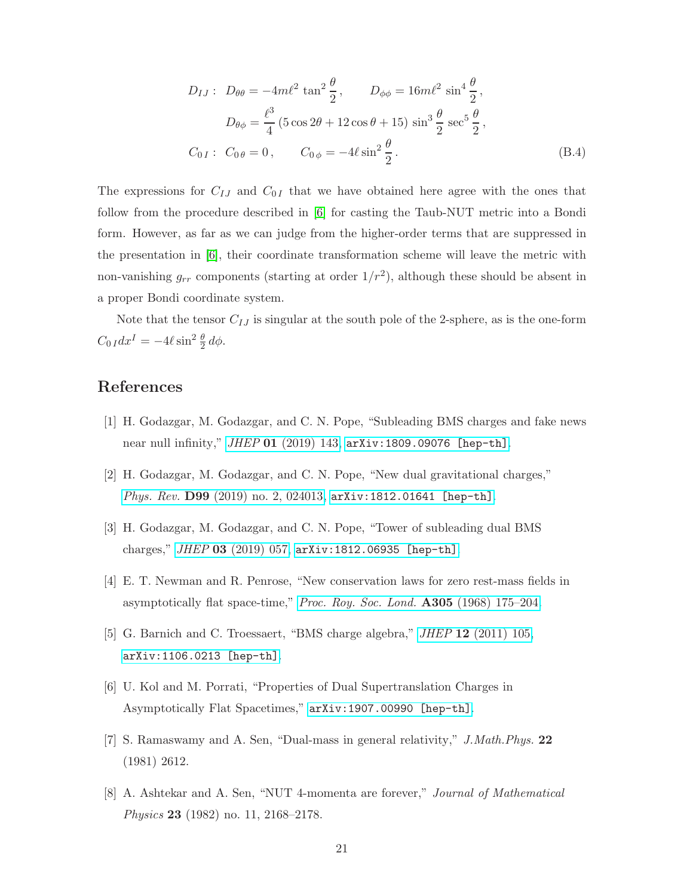$$
\begin{aligned}
D_{IJ}: \quad & D_{\theta\theta} = -4m\ell^2 \tan^2\frac{\theta}{2}\,, \qquad D_{\phi\phi} = 16m\ell^2 \sin^4\frac{\theta}{2}\,, \\
& D_{\theta\phi} = \frac{\ell^3}{4}\,(5\cos 2\theta + 12\cos\theta + 15)\,\sin^3\frac{\theta}{2}\,\sec^5\frac{\theta}{2}\,, \\
C_{0\,I}: \quad & C_{0\,\theta} = 0\,, \qquad C_{0\,\phi} = -4\ell\sin^2\frac{\theta}{2}\,.
\end{aligned}
\tag{B.4}
$$

The expressions for $C_{IJ}$ and $C_{0I}$ that we have obtained here agree with the ones that follow from the procedure described in [6] for casting the Taub-NUT metric into a Bondi form. However, as far as we can judge from the higher-order terms that are suppressed in the presentation in [6], their coordinate transformation scheme will leave the metric with non-vanishing $g_{rr}$ components (starting at order $1/r^2$), although these should be absent in a proper Bondi coordinate system.

Note that the tensor $C_{IJ}$ is singular at the south pole of the 2-sphere, as is the one-form $C_{0\,I}dx^I = -4\ell\sin^2\frac{\theta}{2}\,d\phi$.

# References

[1] H. Godazgar, M. Godazgar, and C. N. Pope, "Subleading BMS charges and fake news near null infinity," *JHEP* **01** (2019) 143, arXiv:1809.09076 [hep-th].

[2] H. Godazgar, M. Godazgar, and C. N. Pope, "New dual gravitational charges," *Phys. Rev.* **D99** (2019) no. 2, 024013, arXiv:1812.01641 [hep-th].

[3] H. Godazgar, M. Godazgar, and C. N. Pope, "Tower of subleading dual BMS charges," *JHEP* **03** (2019) 057, arXiv:1812.06935 [hep-th].

[4] E. T. Newman and R. Penrose, "New conservation laws for zero rest-mass fields in asymptotically flat space-time," *Proc. Roy. Soc. Lond.* **A305** (1968) 175–204.

[5] G. Barnich and C. Troessaert, "BMS charge algebra," *JHEP* **12** (2011) 105, arXiv:1106.0213 [hep-th].

[6] U. Kol and M. Porrati, "Properties of Dual Supertranslation Charges in Asymptotically Flat Spacetimes," arXiv:1907.00990 [hep-th].

[7] S. Ramaswamy and A. Sen, "Dual-mass in general relativity," *J.Math.Phys.* **22** (1981) 2612.

[8] A. Ashtekar and A. Sen, "NUT 4-momenta are forever," *Journal of Mathematical Physics* **23** (1982) no. 11, 2168–2178.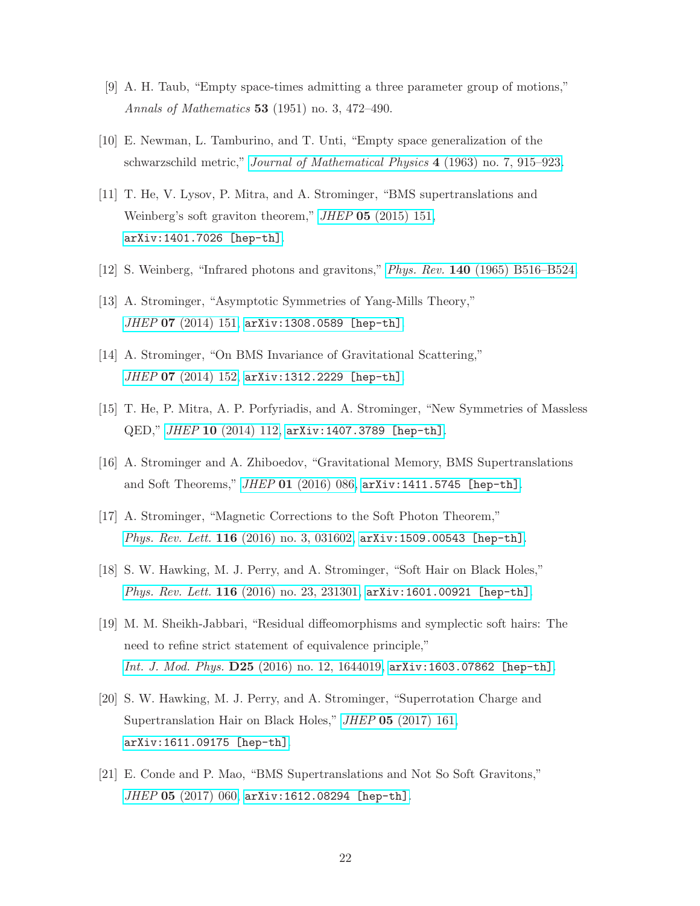[9] A. H. Taub, "Empty space-times admitting a three parameter group of motions," *Annals of Mathematics* **53** (1951) no. 3, 472–490.

[10] E. Newman, L. Tamburino, and T. Unti, "Empty space generalization of the schwarzschild metric," *Journal of Mathematical Physics* **4** (1963) no. 7, 915–923.

[11] T. He, V. Lysov, P. Mitra, and A. Strominger, "BMS supertranslations and Weinberg's soft graviton theorem," *JHEP* **05** (2015) 151, `arXiv:1401.7026 [hep-th]`.

[12] S. Weinberg, "Infrared photons and gravitons," *Phys. Rev.* **140** (1965) B516–B524.

[13] A. Strominger, "Asymptotic Symmetries of Yang-Mills Theory," *JHEP* **07** (2014) 151, `arXiv:1308.0589 [hep-th]`.

[14] A. Strominger, "On BMS Invariance of Gravitational Scattering," *JHEP* **07** (2014) 152, `arXiv:1312.2229 [hep-th]`.

[15] T. He, P. Mitra, A. P. Porfyriadis, and A. Strominger, "New Symmetries of Massless QED," *JHEP* **10** (2014) 112, `arXiv:1407.3789 [hep-th]`.

[16] A. Strominger and A. Zhiboedov, "Gravitational Memory, BMS Supertranslations and Soft Theorems," *JHEP* **01** (2016) 086, `arXiv:1411.5745 [hep-th]`.

[17] A. Strominger, "Magnetic Corrections to the Soft Photon Theorem," *Phys. Rev. Lett.* **116** (2016) no. 3, 031602, `arXiv:1509.00543 [hep-th]`.

[18] S. W. Hawking, M. J. Perry, and A. Strominger, "Soft Hair on Black Holes," *Phys. Rev. Lett.* **116** (2016) no. 23, 231301, `arXiv:1601.00921 [hep-th]`.

[19] M. M. Sheikh-Jabbari, "Residual diffeomorphisms and symplectic soft hairs: The need to refine strict statement of equivalence principle," *Int. J. Mod. Phys.* **D25** (2016) no. 12, 1644019, `arXiv:1603.07862 [hep-th]`.

[20] S. W. Hawking, M. J. Perry, and A. Strominger, "Superrotation Charge and Supertranslation Hair on Black Holes," *JHEP* **05** (2017) 161, `arXiv:1611.09175 [hep-th]`.

[21] E. Conde and P. Mao, "BMS Supertranslations and Not So Soft Gravitons," *JHEP* **05** (2017) 060, `arXiv:1612.08294 [hep-th]`.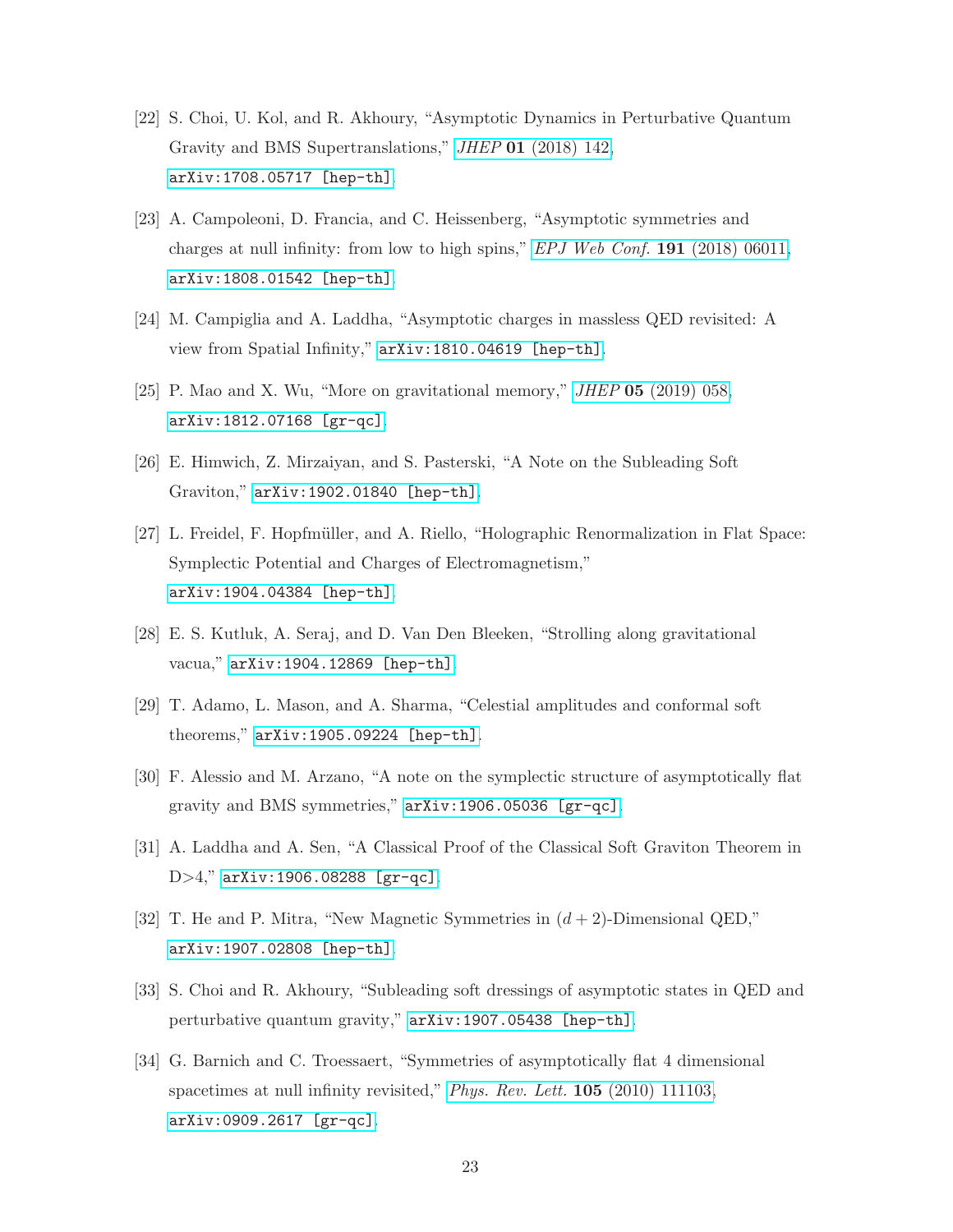[22] S. Choi, U. Kol, and R. Akhoury, "Asymptotic Dynamics in Perturbative Quantum Gravity and BMS Supertranslations," *JHEP* **01** (2018) 142, arXiv:1708.05717 [hep-th].

[23] A. Campoleoni, D. Francia, and C. Heissenberg, "Asymptotic symmetries and charges at null infinity: from low to high spins," *EPJ Web Conf.* **191** (2018) 06011, arXiv:1808.01542 [hep-th].

[24] M. Campiglia and A. Laddha, "Asymptotic charges in massless QED revisited: A view from Spatial Infinity," arXiv:1810.04619 [hep-th].

[25] P. Mao and X. Wu, "More on gravitational memory," *JHEP* **05** (2019) 058, arXiv:1812.07168 [gr-qc].

[26] E. Himwich, Z. Mirzaiyan, and S. Pasterski, "A Note on the Subleading Soft Graviton," arXiv:1902.01840 [hep-th].

[27] L. Freidel, F. Hopfmüller, and A. Riello, "Holographic Renormalization in Flat Space: Symplectic Potential and Charges of Electromagnetism," arXiv:1904.04384 [hep-th].

[28] E. S. Kutluk, A. Seraj, and D. Van Den Bleeken, "Strolling along gravitational vacua," arXiv:1904.12869 [hep-th].

[29] T. Adamo, L. Mason, and A. Sharma, "Celestial amplitudes and conformal soft theorems," arXiv:1905.09224 [hep-th].

[30] F. Alessio and M. Arzano, "A note on the symplectic structure of asymptotically flat gravity and BMS symmetries," arXiv:1906.05036 [gr-qc].

[31] A. Laddha and A. Sen, "A Classical Proof of the Classical Soft Graviton Theorem in D>4," arXiv:1906.08288 [gr-qc].

[32] T. He and P. Mitra, "New Magnetic Symmetries in $(d+2)$-Dimensional QED," arXiv:1907.02808 [hep-th].

[33] S. Choi and R. Akhoury, "Subleading soft dressings of asymptotic states in QED and perturbative quantum gravity," arXiv:1907.05438 [hep-th].

[34] G. Barnich and C. Troessaert, "Symmetries of asymptotically flat 4 dimensional spacetimes at null infinity revisited," *Phys. Rev. Lett.* **105** (2010) 111103, arXiv:0909.2617 [gr-qc].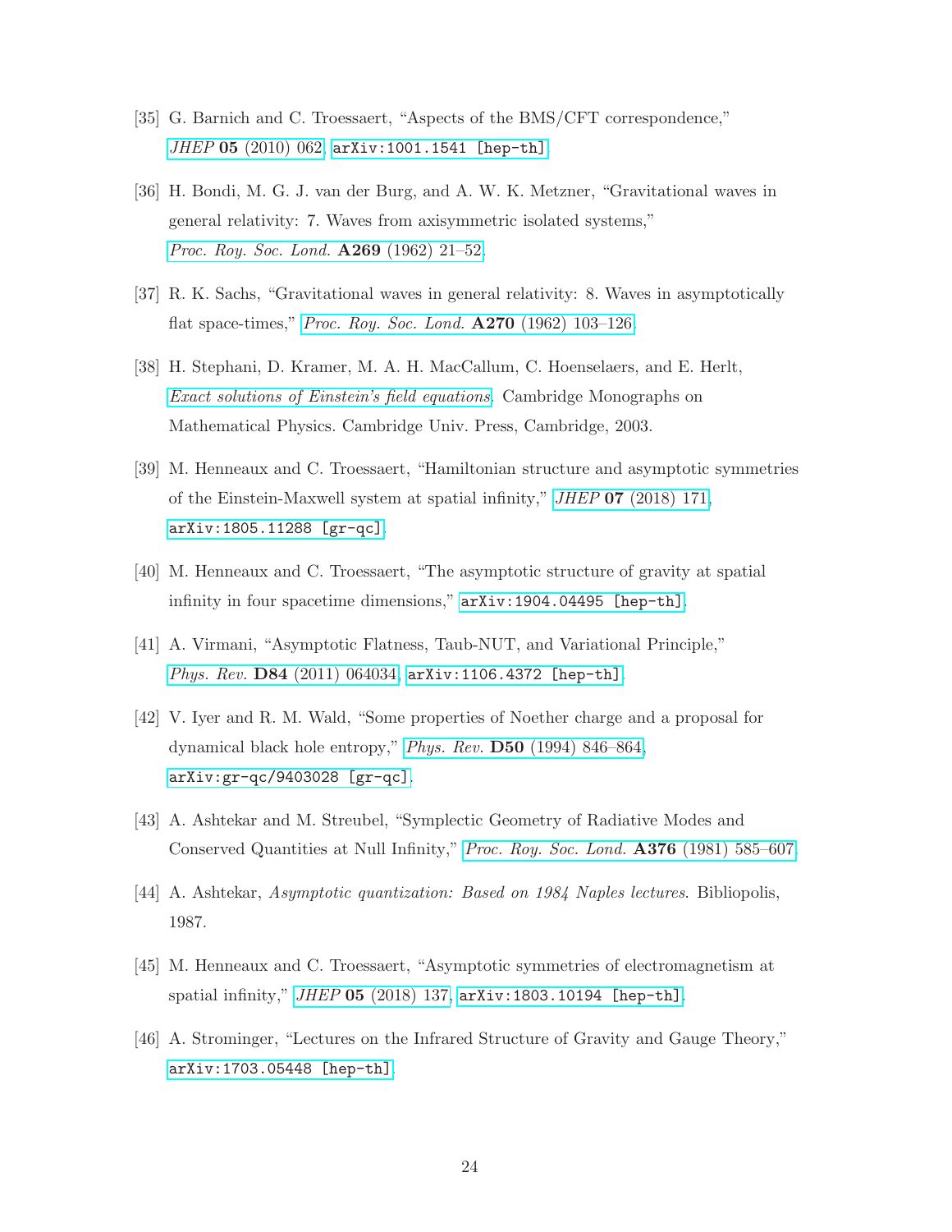[35] G. Barnich and C. Troessaert, "Aspects of the BMS/CFT correspondence," *JHEP* **05** (2010) 062, arXiv:1001.1541 [hep-th].

[36] H. Bondi, M. G. J. van der Burg, and A. W. K. Metzner, "Gravitational waves in general relativity: 7. Waves from axisymmetric isolated systems," *Proc. Roy. Soc. Lond.* **A269** (1962) 21–52.

[37] R. K. Sachs, "Gravitational waves in general relativity: 8. Waves in asymptotically flat space-times," *Proc. Roy. Soc. Lond.* **A270** (1962) 103–126.

[38] H. Stephani, D. Kramer, M. A. H. MacCallum, C. Hoenselaers, and E. Herlt, *Exact solutions of Einstein's field equations*. Cambridge Monographs on Mathematical Physics. Cambridge Univ. Press, Cambridge, 2003.

[39] M. Henneaux and C. Troessaert, "Hamiltonian structure and asymptotic symmetries of the Einstein-Maxwell system at spatial infinity," *JHEP* **07** (2018) 171, arXiv:1805.11288 [gr-qc].

[40] M. Henneaux and C. Troessaert, "The asymptotic structure of gravity at spatial infinity in four spacetime dimensions," arXiv:1904.04495 [hep-th].

[41] A. Virmani, "Asymptotic Flatness, Taub-NUT, and Variational Principle," *Phys. Rev.* **D84** (2011) 064034, arXiv:1106.4372 [hep-th].

[42] V. Iyer and R. M. Wald, "Some properties of Noether charge and a proposal for dynamical black hole entropy," *Phys. Rev.* **D50** (1994) 846–864, arXiv:gr-qc/9403028 [gr-qc].

[43] A. Ashtekar and M. Streubel, "Symplectic Geometry of Radiative Modes and Conserved Quantities at Null Infinity," *Proc. Roy. Soc. Lond.* **A376** (1981) 585–607.

[44] A. Ashtekar, *Asymptotic quantization: Based on 1984 Naples lectures*. Bibliopolis, 1987.

[45] M. Henneaux and C. Troessaert, "Asymptotic symmetries of electromagnetism at spatial infinity," *JHEP* **05** (2018) 137, arXiv:1803.10194 [hep-th].

[46] A. Strominger, "Lectures on the Infrared Structure of Gravity and Gauge Theory," arXiv:1703.05448 [hep-th].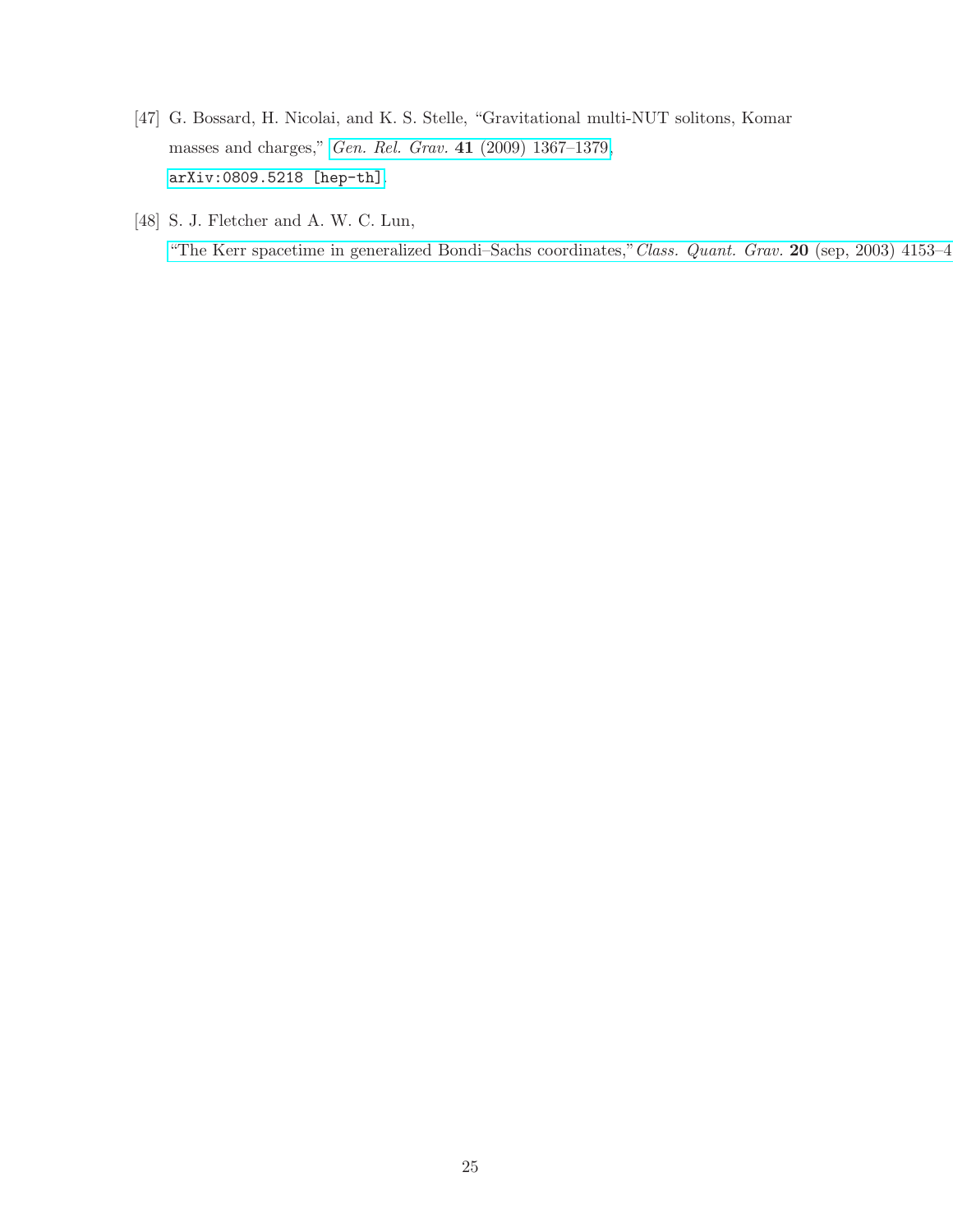[47] G. Bossard, H. Nicolai, and K. S. Stelle, "Gravitational multi-NUT solitons, Komar masses and charges," *Gen. Rel. Grav.* **41** (2009) 1367–1379, arXiv:0809.5218 [hep-th].

[48] S. J. Fletcher and A. W. C. Lun, "The Kerr spacetime in generalized Bondi–Sachs coordinates," *Class. Quant. Grav.* **20** (sep, 2003) 4153–4